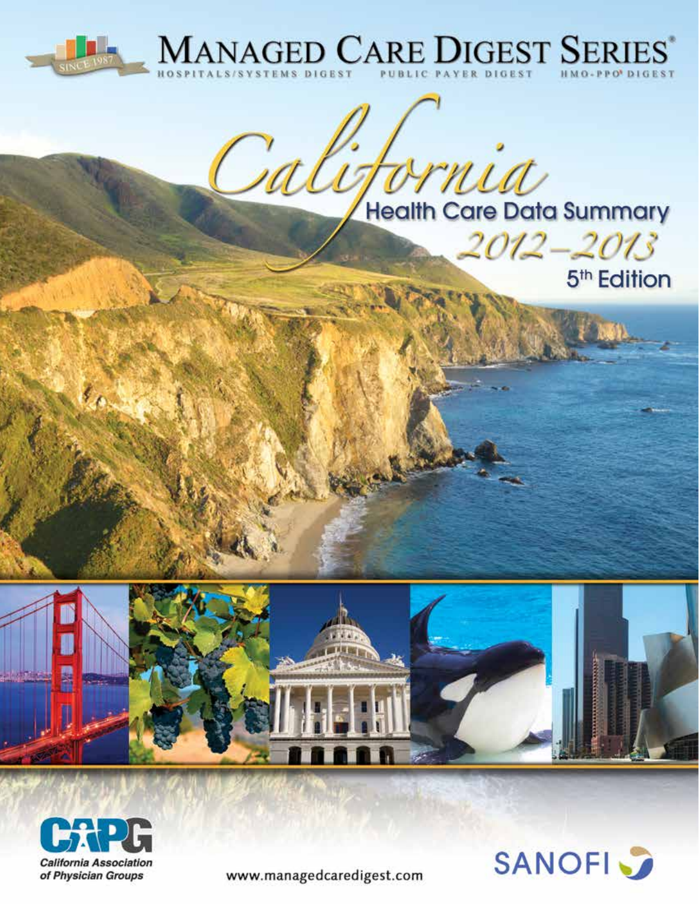# MANAGED CARE DIGEST SERIES®

SINCE 1987

HOSPITALS/SYSTEMS DIGEST PUBLIC PAYER DIGEST HMO-PPO DIGEST

# California

## Health Care Data Summary 2012–2013

### 5th Edition

CAPG
*California Association of Physician Groups*

www.managedcaredigest.com

SANOFI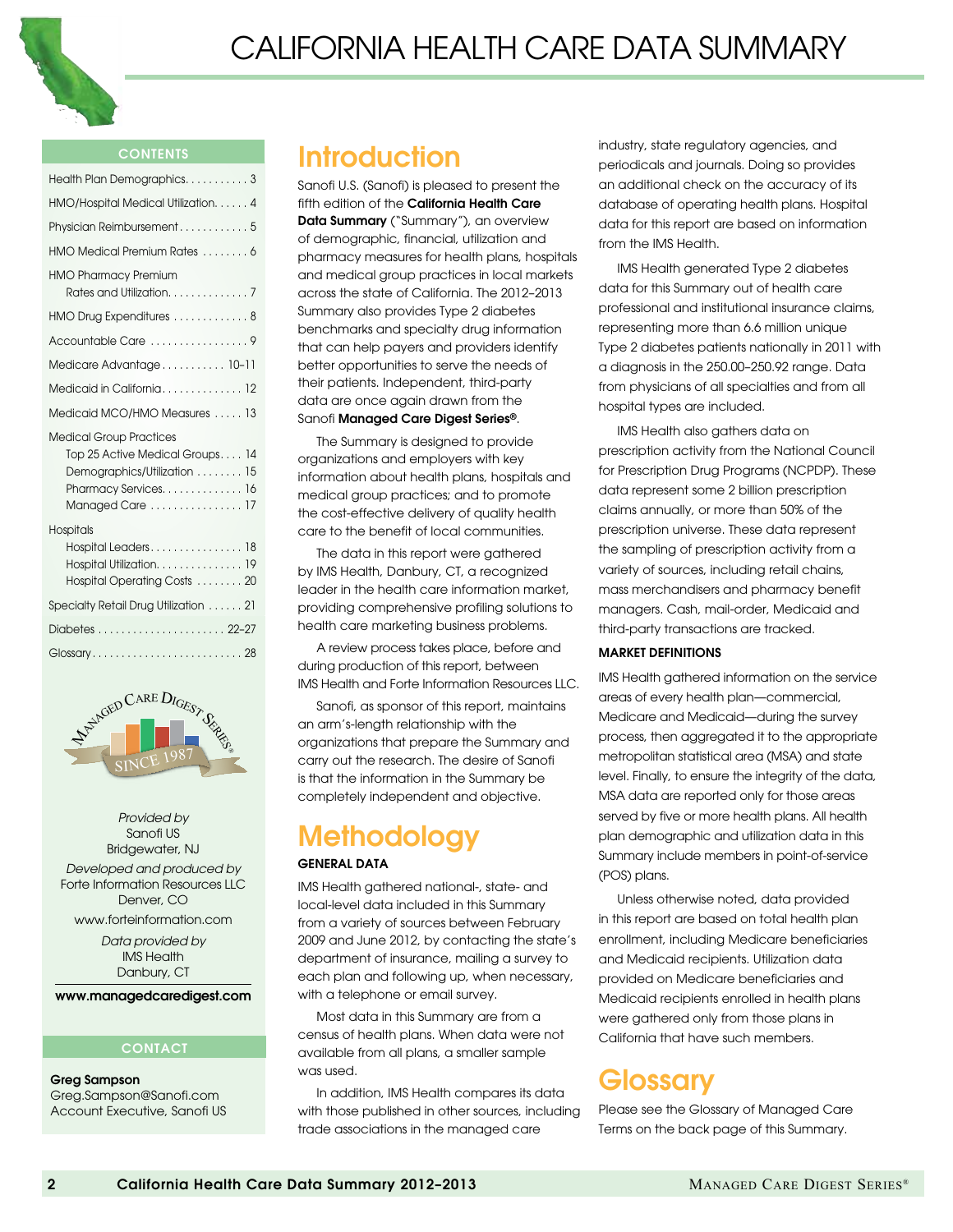# CALIFORNIA HEALTH CARE DATA SUMMARY

### CONTENTS

- Health Plan Demographics . . . . . . . . . . . 3
- HMO/Hospital Medical Utilization . . . . . . 4
- Physician Reimbursement . . . . . . . . . . . . 5
- HMO Medical Premium Rates . . . . . . . . 6
- HMO Pharmacy Premium Rates and Utilization . . . . . . . . . . . . . . 7
- HMO Drug Expenditures . . . . . . . . . . . . . 8
- Accountable Care . . . . . . . . . . . . . . . . . 9
- Medicare Advantage . . . . . . . . . . . 10–11
- Medicaid in California . . . . . . . . . . . . . . 12
- Medicaid MCO/HMO Measures . . . . . 13
- Medical Group Practices
  - Top 25 Active Medical Groups . . . . 14
  - Demographics/Utilization . . . . . . . . 15
  - Pharmacy Services . . . . . . . . . . . . . 16
  - Managed Care . . . . . . . . . . . . . . . . 17
- Hospitals
  - Hospital Leaders . . . . . . . . . . . . . . . . 18
  - Hospital Utilization . . . . . . . . . . . . . . . 19
  - Hospital Operating Costs . . . . . . . . 20
- Specialty Retail Drug Utilization . . . . . . 21
- Diabetes . . . . . . . . . . . . . . . . . . . . . . 22–27
- Glossary . . . . . . . . . . . . . . . . . . . . . . . . . . 28

MANAGED CARE DIGEST SERIES® SINCE 1987

*Provided by*
Sanofi US
Bridgewater, NJ

*Developed and produced by*
Forte Information Resources LLC
Denver, CO
www.forteinformation.com

*Data provided by*
IMS Health
Danbury, CT

**www.managedcaredigest.com**

### CONTACT

**Greg Sampson**
Greg.Sampson@Sanofi.com
Account Executive, Sanofi US

## Introduction

Sanofi U.S. (Sanofi) is pleased to present the fifth edition of the **California Health Care Data Summary** ("Summary"), an overview of demographic, financial, utilization and pharmacy measures for health plans, hospitals and medical group practices in local markets across the state of California. The 2012–2013 Summary also provides Type 2 diabetes benchmarks and specialty drug information that can help payers and providers identify better opportunities to serve the needs of their patients. Independent, third-party data are once again drawn from the Sanofi **Managed Care Digest Series®**.

The Summary is designed to provide organizations and employers with key information about health plans, hospitals and medical group practices; and to promote the cost-effective delivery of quality health care to the benefit of local communities.

The data in this report were gathered by IMS Health, Danbury, CT, a recognized leader in the health care information market, providing comprehensive profiling solutions to health care marketing business problems.

A review process takes place, before and during production of this report, between IMS Health and Forte Information Resources LLC.

Sanofi, as sponsor of this report, maintains an arm's-length relationship with the organizations that prepare the Summary and carry out the research. The desire of Sanofi is that the information in the Summary be completely independent and objective.

## Methodology

### GENERAL DATA

IMS Health gathered national-, state- and local-level data included in this Summary from a variety of sources between February 2009 and June 2012, by contacting the state's department of insurance, mailing a survey to each plan and following up, when necessary, with a telephone or email survey.

Most data in this Summary are from a census of health plans. When data were not available from all plans, a smaller sample was used.

In addition, IMS Health compares its data with those published in other sources, including trade associations in the managed care industry, state regulatory agencies, and periodicals and journals. Doing so provides an additional check on the accuracy of its database of operating health plans. Hospital data for this report are based on information from the IMS Health.

IMS Health generated Type 2 diabetes data for this Summary out of health care professional and institutional insurance claims, representing more than 6.6 million unique Type 2 diabetes patients nationally in 2011 with a diagnosis in the 250.00–250.92 range. Data from physicians of all specialties and from all hospital types are included.

IMS Health also gathers data on prescription activity from the National Council for Prescription Drug Programs (NCPDP). These data represent some 2 billion prescription claims annually, or more than 50% of the prescription universe. These data represent the sampling of prescription activity from a variety of sources, including retail chains, mass merchandisers and pharmacy benefit managers. Cash, mail-order, Medicaid and third-party transactions are tracked.

### MARKET DEFINITIONS

IMS Health gathered information on the service areas of every health plan—commercial, Medicare and Medicaid—during the survey process, then aggregated it to the appropriate metropolitan statistical area (MSA) and state level. Finally, to ensure the integrity of the data, MSA data are reported only for those areas served by five or more health plans. All health plan demographic and utilization data in this Summary include members in point-of-service (POS) plans.

Unless otherwise noted, data provided in this report are based on total health plan enrollment, including Medicare beneficiaries and Medicaid recipients. Utilization data provided on Medicare beneficiaries and Medicaid recipients enrolled in health plans were gathered only from those plans in California that have such members.

## Glossary

Please see the Glossary of Managed Care Terms on the back page of this Summary.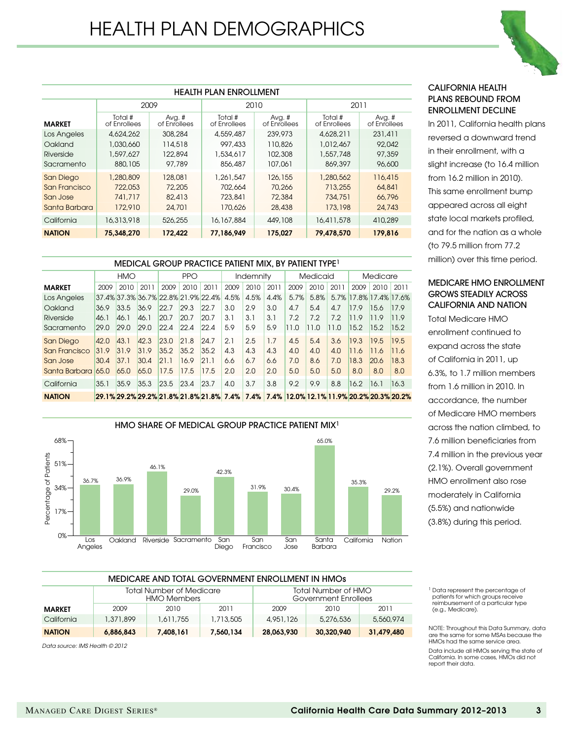# HEALTH PLAN DEMOGRAPHICS

## HEALTH PLAN ENROLLMENT

| MARKET | 2009 Total # of Enrollees | 2009 Avg. # of Enrollees | 2010 Total # of Enrollees | 2010 Avg. # of Enrollees | 2011 Total # of Enrollees | 2011 Avg. # of Enrollees |
|---|---|---|---|---|---|---|
| Los Angeles | 4,624,262 | 308,284 | 4,559,487 | 239,973 | 4,628,211 | 231,411 |
| Oakland | 1,030,660 | 114,518 | 997,433 | 110,826 | 1,012,467 | 92,042 |
| Riverside | 1,597,627 | 122,894 | 1,534,617 | 102,308 | 1,557,748 | 97,359 |
| Sacramento | 880,105 | 97,789 | 856,487 | 107,061 | 869,397 | 96,600 |
| San Diego | 1,280,809 | 128,081 | 1,261,547 | 126,155 | 1,280,562 | 116,415 |
| San Francisco | 722,053 | 72,205 | 702,664 | 70,266 | 713,255 | 64,841 |
| San Jose | 741,717 | 82,413 | 723,841 | 72,384 | 734,751 | 66,796 |
| Santa Barbara | 172,910 | 24,701 | 170,626 | 28,438 | 173,198 | 24,743 |
| California | 16,313,918 | 526,255 | 16,167,884 | 449,108 | 16,411,578 | 410,289 |
| **NATION** | **75,348,270** | **172,422** | **77,186,949** | **175,027** | **79,478,570** | **179,816** |

## MEDICAL GROUP PRACTICE PATIENT MIX, BY PATIENT TYPE[1]

| MARKET | HMO 2009 | HMO 2010 | HMO 2011 | PPO 2009 | PPO 2010 | PPO 2011 | Indemnity 2009 | Indemnity 2010 | Indemnity 2011 | Medicaid 2009 | Medicaid 2010 | Medicaid 2011 | Medicare 2009 | Medicare 2010 | Medicare 2011 |
|---|---|---|---|---|---|---|---|---|---|---|---|---|---|---|---|
| Los Angeles | 37.4% | 37.3% | 36.7% | 22.8% | 21.9% | 22.4% | 4.5% | 4.5% | 4.4% | 5.7% | 5.8% | 5.7% | 17.8% | 17.4% | 17.6% |
| Oakland | 36.9 | 33.5 | 36.9 | 22.7 | 29.3 | 22.7 | 3.0 | 2.9 | 3.0 | 4.7 | 5.4 | 4.7 | 17.9 | 15.6 | 17.9 |
| Riverside | 46.1 | 46.1 | 46.1 | 20.7 | 20.7 | 20.7 | 3.1 | 3.1 | 3.1 | 7.2 | 7.2 | 7.2 | 11.9 | 11.9 | 11.9 |
| Sacramento | 29.0 | 29.0 | 29.0 | 22.4 | 22.4 | 22.4 | 5.9 | 5.9 | 5.9 | 11.0 | 11.0 | 11.0 | 15.2 | 15.2 | 15.2 |
| San Diego | 42.0 | 43.1 | 42.3 | 23.0 | 21.8 | 24.7 | 2.1 | 2.5 | 1.7 | 4.5 | 5.4 | 3.6 | 19.3 | 19.5 | 19.5 |
| San Francisco | 31.9 | 31.9 | 31.9 | 35.2 | 35.2 | 35.2 | 4.3 | 4.3 | 4.3 | 4.0 | 4.0 | 4.0 | 11.6 | 11.6 | 11.6 |
| San Jose | 30.4 | 37.1 | 30.4 | 21.1 | 16.9 | 21.1 | 6.6 | 6.7 | 6.6 | 7.0 | 8.6 | 7.0 | 18.3 | 20.6 | 18.3 |
| Santa Barbara | 65.0 | 65.0 | 65.0 | 17.5 | 17.5 | 17.5 | 2.0 | 2.0 | 2.0 | 5.0 | 5.0 | 5.0 | 8.0 | 8.0 | 8.0 |
| California | 35.1 | 35.9 | 35.3 | 23.5 | 23.4 | 23.7 | 4.0 | 3.7 | 3.8 | 9.2 | 9.9 | 8.8 | 16.2 | 16.1 | 16.3 |
| **NATION** | **29.1%** | **29.2%** | **29.2%** | **21.8%** | **21.8%** | **21.8%** | **7.4%** | **7.4%** | **7.4%** | **12.0%** | **12.1%** | **11.9%** | **20.2%** | **20.3%** | **20.2%** |

## HMO SHARE OF MEDICAL GROUP PRACTICE PATIENT MIX[1]

| Market | Percentage of Patients |
|---|---|
| Los Angeles | 36.7% |
| Oakland | 36.9% |
| Riverside | 46.1% |
| Sacramento | 29.0% |
| San Diego | 42.3% |
| San Francisco | 31.9% |
| San Jose | 30.4% |
| Santa Barbara | 65.0% |
| California | 35.3% |
| Nation | 29.2% |

## MEDICARE AND TOTAL GOVERNMENT ENROLLMENT IN HMOs

| MARKET | Total Number of Medicare HMO Members 2009 | 2010 | 2011 | Total Number of HMO Government Enrollees 2009 | 2010 | 2011 |
|---|---|---|---|---|---|---|
| California | 1,371,899 | 1,611,755 | 1,713,505 | 4,951,126 | 5,276,536 | 5,560,974 |
| **NATION** | **6,886,843** | **7,408,161** | **7,560,134** | **28,063,930** | **30,320,940** | **31,479,480** |

*Data source: IMS Health © 2012*

### CALIFORNIA HEALTH PLANS REBOUND FROM ENROLLMENT DECLINE

In 2011, California health plans reversed a downward trend in their enrollment, with a slight increase (to 16.4 million from 16.2 million in 2010). This same enrollment bump appeared across all eight state local markets profiled, and for the nation as a whole (to 79.5 million from 77.2 million) over this time period.

### MEDICARE HMO ENROLLMENT GROWS STEADILY ACROSS CALIFORNIA AND NATION

Total Medicare HMO enrollment continued to expand across the state of California in 2011, up 6.3%, to 1.7 million members from 1.6 million in 2010. In accordance, the number of Medicare HMO members across the nation climbed, to 7.6 million beneficiaries from 7.4 million in the previous year (2.1%). Overall government HMO enrollment also rose moderately in California (5.5%) and nationwide (3.8%) during this period.

[1] Data represent the percentage of patients for which groups receive reimbursement of a particular type (e.g., Medicare).

NOTE: Throughout this Data Summary, data are the same for some MSAs because the HMOs had the same service area.

Data include all HMOs serving the state of California. In some cases, HMOs did not report their data.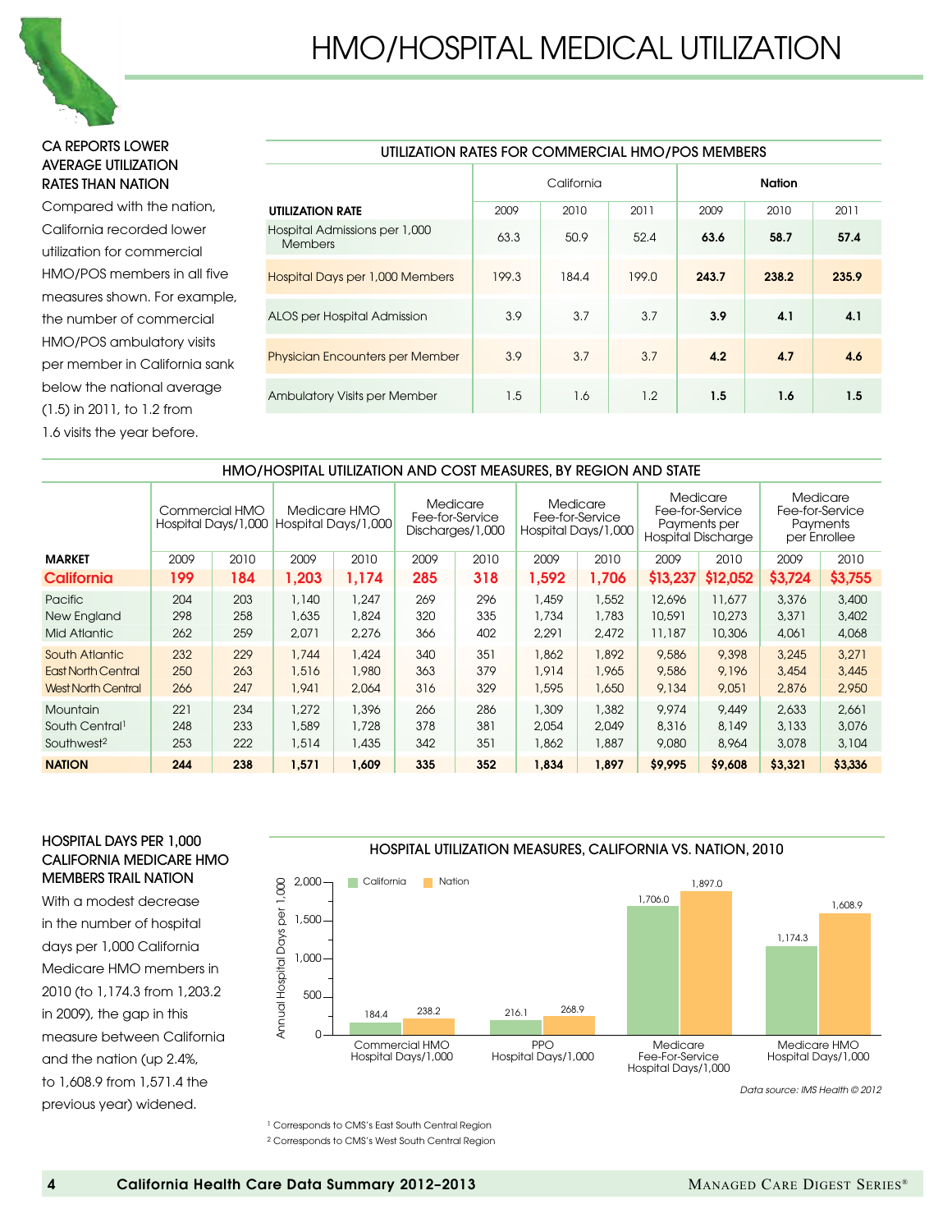# HMO/HOSPITAL MEDICAL UTILIZATION

### CA REPORTS LOWER AVERAGE UTILIZATION RATES THAN NATION

Compared with the nation, California recorded lower utilization for commercial HMO/POS members in all five measures shown. For example, the number of commercial HMO/POS ambulatory visits per member in California sank below the national average (1.5) in 2011, to 1.2 from 1.6 visits the year before.

**UTILIZATION RATES FOR COMMERCIAL HMO/POS MEMBERS**

| | California | | | **Nation** | | |
|---|---|---|---|---|---|---|
| **UTILIZATION RATE** | 2009 | 2010 | 2011 | 2009 | 2010 | 2011 |
| Hospital Admissions per 1,000 Members | 63.3 | 50.9 | 52.4 | **63.6** | **58.7** | **57.4** |
| Hospital Days per 1,000 Members | 199.3 | 184.4 | 199.0 | **243.7** | **238.2** | **235.9** |
| ALOS per Hospital Admission | 3.9 | 3.7 | 3.7 | **3.9** | **4.1** | **4.1** |
| Physician Encounters per Member | 3.9 | 3.7 | 3.7 | **4.2** | **4.7** | **4.6** |
| Ambulatory Visits per Member | 1.5 | 1.6 | 1.2 | **1.5** | **1.6** | **1.5** |

**HMO/HOSPITAL UTILIZATION AND COST MEASURES, BY REGION AND STATE**

| | Commercial HMO Hospital Days/1,000 | | Medicare HMO Hospital Days/1,000 | | Medicare Fee-for-Service Discharges/1,000 | | Medicare Fee-for-Service Hospital Days/1,000 | | Medicare Fee-for-Service Payments per Hospital Discharge | | Medicare Fee-for-Service Payments per Enrollee | |
|---|---|---|---|---|---|---|---|---|---|---|---|---|
| **MARKET** | 2009 | 2010 | 2009 | 2010 | 2009 | 2010 | 2009 | 2010 | 2009 | 2010 | 2009 | 2010 |
| **California** | **199** | **184** | **1,203** | **1,174** | **285** | **318** | **1,592** | **1,706** | **$13,237** | **$12,052** | **$3,724** | **$3,755** |
| Pacific | 204 | 203 | 1,140 | 1,247 | 269 | 296 | 1,459 | 1,552 | 12,696 | 11,677 | 3,376 | 3,400 |
| New England | 298 | 258 | 1,635 | 1,824 | 320 | 335 | 1,734 | 1,783 | 10,591 | 10,273 | 3,371 | 3,402 |
| Mid Atlantic | 262 | 259 | 2,071 | 2,276 | 366 | 402 | 2,291 | 2,472 | 11,187 | 10,306 | 4,061 | 4,068 |
| South Atlantic | 232 | 229 | 1,744 | 1,424 | 340 | 351 | 1,862 | 1,892 | 9,586 | 9,398 | 3,245 | 3,271 |
| East North Central | 250 | 263 | 1,516 | 1,980 | 363 | 379 | 1,914 | 1,965 | 9,586 | 9,196 | 3,454 | 3,445 |
| West North Central | 266 | 247 | 1,941 | 2,064 | 316 | 329 | 1,595 | 1,650 | 9,134 | 9,051 | 2,876 | 2,950 |
| Mountain | 221 | 234 | 1,272 | 1,396 | 266 | 286 | 1,309 | 1,382 | 9,974 | 9,449 | 2,633 | 2,661 |
| South Central[1] | 248 | 233 | 1,589 | 1,728 | 378 | 381 | 2,054 | 2,049 | 8,316 | 8,149 | 3,133 | 3,076 |
| Southwest[2] | 253 | 222 | 1,514 | 1,435 | 342 | 351 | 1,862 | 1,887 | 9,080 | 8,964 | 3,078 | 3,104 |
| **NATION** | **244** | **238** | **1,571** | **1,609** | **335** | **352** | **1,834** | **1,897** | **$9,995** | **$9,608** | **$3,321** | **$3,336** |

### HOSPITAL DAYS PER 1,000 CALIFORNIA MEDICARE HMO MEMBERS TRAIL NATION

With a modest decrease in the number of hospital days per 1,000 California Medicare HMO members in 2010 (to 1,174.3 from 1,203.2 in 2009), the gap in this measure between California and the nation (up 2.4%, to 1,608.9 from 1,571.4 the previous year) widened.

**HOSPITAL UTILIZATION MEASURES, CALIFORNIA VS. NATION, 2010**

Annual Hospital Days per 1,000

| | California | Nation |
|---|---|---|
| Commercial HMO Hospital Days/1,000 | 184.4 | 238.2 |
| PPO Hospital Days/1,000 | 216.1 | 268.9 |
| Medicare Fee-For-Service Hospital Days/1,000 | 1,706.0 | 1,897.0 |
| Medicare HMO Hospital Days/1,000 | 1,174.3 | 1,608.9 |

*Data source: IMS Health © 2012*

[1] Corresponds to CMS's East South Central Region
[2] Corresponds to CMS's West South Central Region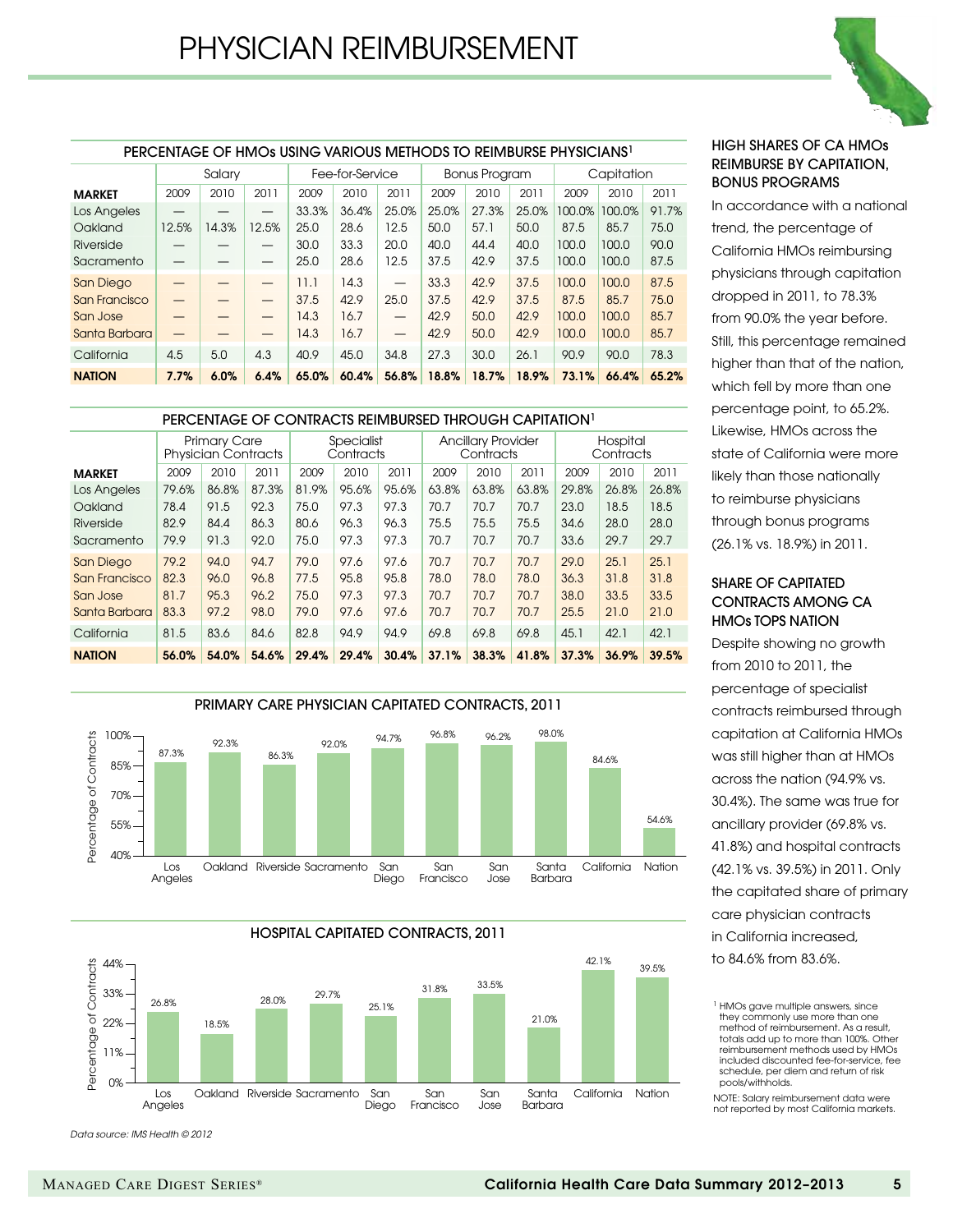# PHYSICIAN REIMBURSEMENT

### PERCENTAGE OF HMOs USING VARIOUS METHODS TO REIMBURSE PHYSICIANS[1]

| MARKET | Salary | | | Fee-for-Service | | | Bonus Program | | | Capitation | | |
|---|---|---|---|---|---|---|---|---|---|---|---|---|
| | 2009 | 2010 | 2011 | 2009 | 2010 | 2011 | 2009 | 2010 | 2011 | 2009 | 2010 | 2011 |
| Los Angeles | — | — | — | 33.3% | 36.4% | 25.0% | 25.0% | 27.3% | 25.0% | 100.0% | 100.0% | 91.7% |
| Oakland | 12.5% | 14.3% | 12.5% | 25.0 | 28.6 | 12.5 | 50.0 | 57.1 | 50.0 | 87.5 | 85.7 | 75.0 |
| Riverside | — | — | — | 30.0 | 33.3 | 20.0 | 40.0 | 44.4 | 40.0 | 100.0 | 100.0 | 90.0 |
| Sacramento | — | — | — | 25.0 | 28.6 | 12.5 | 37.5 | 42.9 | 37.5 | 100.0 | 100.0 | 87.5 |
| San Diego | — | — | — | 11.1 | 14.3 | — | 33.3 | 42.9 | 37.5 | 100.0 | 100.0 | 87.5 |
| San Francisco | — | — | — | 37.5 | 42.9 | 25.0 | 37.5 | 42.9 | 37.5 | 87.5 | 85.7 | 75.0 |
| San Jose | — | — | — | 14.3 | 16.7 | — | 42.9 | 50.0 | 42.9 | 100.0 | 100.0 | 85.7 |
| Santa Barbara | — | — | — | 14.3 | 16.7 | — | 42.9 | 50.0 | 42.9 | 100.0 | 100.0 | 85.7 |
| California | 4.5 | 5.0 | 4.3 | 40.9 | 45.0 | 34.8 | 27.3 | 30.0 | 26.1 | 90.9 | 90.0 | 78.3 |
| **NATION** | **7.7%** | **6.0%** | **6.4%** | **65.0%** | **60.4%** | **56.8%** | **18.8%** | **18.7%** | **18.9%** | **73.1%** | **66.4%** | **65.2%** |

### PERCENTAGE OF CONTRACTS REIMBURSED THROUGH CAPITATION[1]

| MARKET | Primary Care Physician Contracts | | | Specialist Contracts | | | Ancillary Provider Contracts | | | Hospital Contracts | | |
|---|---|---|---|---|---|---|---|---|---|---|---|---|
| | 2009 | 2010 | 2011 | 2009 | 2010 | 2011 | 2009 | 2010 | 2011 | 2009 | 2010 | 2011 |
| Los Angeles | 79.6% | 86.8% | 87.3% | 81.9% | 95.6% | 95.6% | 63.8% | 63.8% | 63.8% | 29.8% | 26.8% | 26.8% |
| Oakland | 78.4 | 91.5 | 92.3 | 75.0 | 97.3 | 97.3 | 70.7 | 70.7 | 70.7 | 23.0 | 18.5 | 18.5 |
| Riverside | 82.9 | 84.4 | 86.3 | 80.6 | 96.3 | 96.3 | 75.5 | 75.5 | 75.5 | 34.6 | 28.0 | 28.0 |
| Sacramento | 79.9 | 91.3 | 92.0 | 75.0 | 97.3 | 97.3 | 70.7 | 70.7 | 70.7 | 33.6 | 29.7 | 29.7 |
| San Diego | 79.2 | 94.0 | 94.7 | 79.0 | 97.6 | 97.6 | 70.7 | 70.7 | 70.7 | 29.0 | 25.1 | 25.1 |
| San Francisco | 82.3 | 96.0 | 96.8 | 77.5 | 95.8 | 95.8 | 78.0 | 78.0 | 78.0 | 36.3 | 31.8 | 31.8 |
| San Jose | 81.7 | 95.3 | 96.2 | 75.0 | 97.3 | 97.3 | 70.7 | 70.7 | 70.7 | 38.0 | 33.5 | 33.5 |
| Santa Barbara | 83.3 | 97.2 | 98.0 | 79.0 | 97.6 | 97.6 | 70.7 | 70.7 | 70.7 | 25.5 | 21.0 | 21.0 |
| California | 81.5 | 83.6 | 84.6 | 82.8 | 94.9 | 94.9 | 69.8 | 69.8 | 69.8 | 45.1 | 42.1 | 42.1 |
| **NATION** | **56.0%** | **54.0%** | **54.6%** | **29.4%** | **29.4%** | **30.4%** | **37.1%** | **38.3%** | **41.8%** | **37.3%** | **36.9%** | **39.5%** |

### PRIMARY CARE PHYSICIAN CAPITATED CONTRACTS, 2011

| Market | Percentage of Contracts |
|---|---|
| Los Angeles | 87.3% |
| Oakland | 92.3% |
| Riverside | 86.3% |
| Sacramento | 92.0% |
| San Diego | 94.7% |
| San Francisco | 96.8% |
| San Jose | 96.2% |
| Santa Barbara | 98.0% |
| California | 84.6% |
| Nation | 54.6% |

### HOSPITAL CAPITATED CONTRACTS, 2011

| Market | Percentage of Contracts |
|---|---|
| Los Angeles | 26.8% |
| Oakland | 18.5% |
| Riverside | 28.0% |
| Sacramento | 29.7% |
| San Diego | 25.1% |
| San Francisco | 31.8% |
| San Jose | 33.5% |
| Santa Barbara | 21.0% |
| California | 42.1% |
| Nation | 39.5% |

*Data source: IMS Health © 2012*

### HIGH SHARES OF CA HMOs REIMBURSE BY CAPITATION, BONUS PROGRAMS

In accordance with a national trend, the percentage of California HMOs reimbursing physicians through capitation dropped in 2011, to 78.3% from 90.0% the year before. Still, this percentage remained higher than that of the nation, which fell by more than one percentage point, to 65.2%. Likewise, HMOs across the state of California were more likely than those nationally to reimburse physicians through bonus programs (26.1% vs. 18.9%) in 2011.

### SHARE OF CAPITATED CONTRACTS AMONG CA HMOs TOPS NATION

Despite showing no growth from 2010 to 2011, the percentage of specialist contracts reimbursed through capitation at California HMOs was still higher than at HMOs across the nation (94.9% vs. 30.4%). The same was true for ancillary provider (69.8% vs. 41.8%) and hospital contracts (42.1% vs. 39.5%) in 2011. Only the capitated share of primary care physician contracts in California increased, to 84.6% from 83.6%.

[1] HMOs gave multiple answers, since they commonly use more than one method of reimbursement. As a result, totals add up to more than 100%. Other reimbursement methods used by HMOs included discounted fee-for-service, fee schedule, per diem and return of risk pools/withholds.

NOTE: Salary reimbursement data were not reported by most California markets.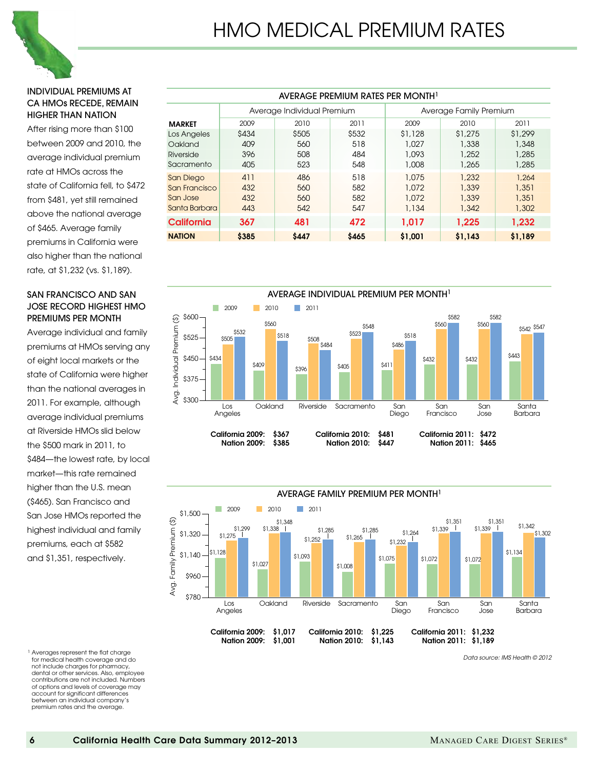# HMO MEDICAL PREMIUM RATES

### INDIVIDUAL PREMIUMS AT CA HMOs RECEDE, REMAIN HIGHER THAN NATION

After rising more than $100 between 2009 and 2010, the average individual premium rate at HMOs across the state of California fell, to $472 from $481, yet still remained above the national average of $465. Average family premiums in California were also higher than the national rate, at $1,232 (vs. $1,189).

### SAN FRANCISCO AND SAN JOSE RECORD HIGHEST HMO PREMIUMS PER MONTH

Average individual and family premiums at HMOs serving any of eight local markets or the state of California were higher than the national averages in 2011. For example, although average individual premiums at Riverside HMOs slid below the $500 mark in 2011, to $484—the lowest rate, by local market—this rate remained higher than the U.S. mean ($465). San Francisco and San Jose HMOs reported the highest individual and family premiums, each at $582 and $1,351, respectively.

**AVERAGE PREMIUM RATES PER MONTH[1]**

| | Average Individual Premium | | | Average Family Premium | | |
|---|---|---|---|---|---|---|
| **MARKET** | 2009 | 2010 | 2011 | 2009 | 2010 | 2011 |
| Los Angeles | $434 | $505 | $532 | $1,128 | $1,275 | $1,299 |
| Oakland | 409 | 560 | 518 | 1,027 | 1,338 | 1,348 |
| Riverside | 396 | 508 | 484 | 1,093 | 1,252 | 1,285 |
| Sacramento | 405 | 523 | 548 | 1,008 | 1,265 | 1,285 |
| San Diego | 411 | 486 | 518 | 1,075 | 1,232 | 1,264 |
| San Francisco | 432 | 560 | 582 | 1,072 | 1,339 | 1,351 |
| San Jose | 432 | 560 | 582 | 1,072 | 1,339 | 1,351 |
| Santa Barbara | 443 | 542 | 547 | 1,134 | 1,342 | 1,302 |
| **California** | **367** | **481** | **472** | **1,017** | **1,225** | **1,232** |
| **NATION** | **$385** | **$447** | **$465** | **$1,001** | **$1,143** | **$1,189** |

**AVERAGE INDIVIDUAL PREMIUM PER MONTH[1]**

| Market | 2009 | 2010 | 2011 |
|---|---|---|---|
| Los Angeles | $434 | $505 | $532 |
| Oakland | $409 | $560 | $518 |
| Riverside | $396 | $508 | $484 |
| Sacramento | $405 | $523 | $548 |
| San Diego | $411 | $486 | $518 |
| San Francisco | $432 | $560 | $582 |
| San Jose | $432 | $560 | $582 |
| Santa Barbara | $443 | $542 | $547 |

**California 2009: $367** **Nation 2009: $385** | **California 2010: $481** **Nation 2010: $447** | **California 2011: $472** **Nation 2011: $465**

**AVERAGE FAMILY PREMIUM PER MONTH[1]**

| Market | 2009 | 2010 | 2011 |
|---|---|---|---|
| Los Angeles | $1,128 | $1,275 | $1,299 |
| Oakland | $1,027 | $1,338 | $1,348 |
| Riverside | $1,093 | $1,252 | $1,285 |
| Sacramento | $1,008 | $1,265 | $1,285 |
| San Diego | $1,075 | $1,232 | $1,264 |
| San Francisco | $1,072 | $1,339 | $1,351 |
| San Jose | $1,072 | $1,339 | $1,351 |
| Santa Barbara | $1,134 | $1,342 | $1,302 |

**California 2009: $1,017** **Nation 2009: $1,001** | **California 2010: $1,225** **Nation 2010: $1,143** | **California 2011: $1,232** **Nation 2011: $1,189**

*Data source: IMS Health © 2012*

[1] Averages represent the flat charge for medical health coverage and do not include charges for pharmacy, dental or other services. Also, employee contributions are not included. Numbers of options and levels of coverage may account for significant differences between an individual company's premium rates and the average.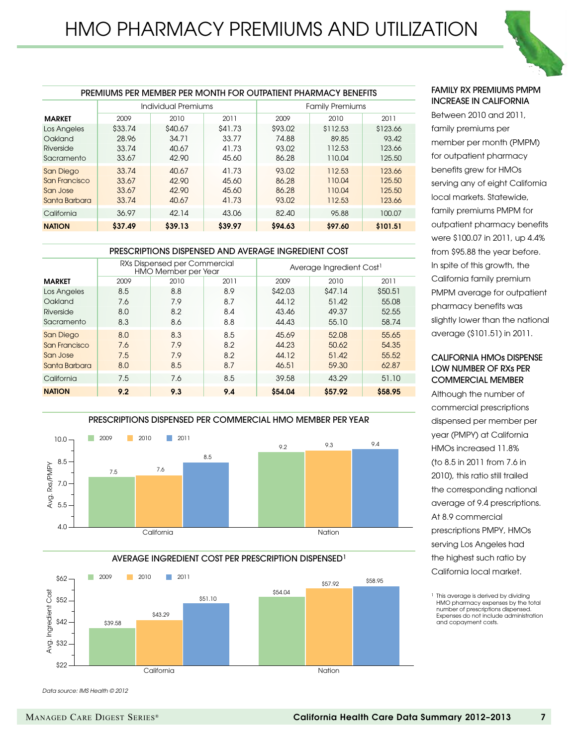# HMO PHARMACY PREMIUMS AND UTILIZATION

## PREMIUMS PER MEMBER PER MONTH FOR OUTPATIENT PHARMACY BENEFITS

| | Individual Premiums | | | Family Premiums | | |
|---|---|---|---|---|---|---|
| **MARKET** | 2009 | 2010 | 2011 | 2009 | 2010 | 2011 |
| Los Angeles | $33.74 | $40.67 | $41.73 | $93.02 | $112.53 | $123.66 |
| Oakland | 28.96 | 34.71 | 33.77 | 74.88 | 89.85 | 93.42 |
| Riverside | 33.74 | 40.67 | 41.73 | 93.02 | 112.53 | 123.66 |
| Sacramento | 33.67 | 42.90 | 45.60 | 86.28 | 110.04 | 125.50 |
| San Diego | 33.74 | 40.67 | 41.73 | 93.02 | 112.53 | 123.66 |
| San Francisco | 33.67 | 42.90 | 45.60 | 86.28 | 110.04 | 125.50 |
| San Jose | 33.67 | 42.90 | 45.60 | 86.28 | 110.04 | 125.50 |
| Santa Barbara | 33.74 | 40.67 | 41.73 | 93.02 | 112.53 | 123.66 |
| California | 36.97 | 42.14 | 43.06 | 82.40 | 95.88 | 100.07 |
| **NATION** | **$37.49** | **$39.13** | **$39.97** | **$94.63** | **$97.60** | **$101.51** |

## PRESCRIPTIONS DISPENSED AND AVERAGE INGREDIENT COST

| | RXs Dispensed per Commercial HMO Member per Year | | | Average Ingredient Cost[1] | | |
|---|---|---|---|---|---|---|
| **MARKET** | 2009 | 2010 | 2011 | 2009 | 2010 | 2011 |
| Los Angeles | 8.5 | 8.8 | 8.9 | $42.03 | $47.14 | $50.51 |
| Oakland | 7.6 | 7.9 | 8.7 | 44.12 | 51.42 | 55.08 |
| Riverside | 8.0 | 8.2 | 8.4 | 43.46 | 49.37 | 52.55 |
| Sacramento | 8.3 | 8.6 | 8.8 | 44.43 | 55.10 | 58.74 |
| San Diego | 8.0 | 8.3 | 8.5 | 45.69 | 52.08 | 55.65 |
| San Francisco | 7.6 | 7.9 | 8.2 | 44.23 | 50.62 | 54.35 |
| San Jose | 7.5 | 7.9 | 8.2 | 44.12 | 51.42 | 55.52 |
| Santa Barbara | 8.0 | 8.5 | 8.7 | 46.51 | 59.30 | 62.87 |
| California | 7.5 | 7.6 | 8.5 | 39.58 | 43.29 | 51.10 |
| **NATION** | **9.2** | **9.3** | **9.4** | **$54.04** | **$57.92** | **$58.95** |

## PRESCRIPTIONS DISPENSED PER COMMERCIAL HMO MEMBER PER YEAR

| Avg. Rxs/PMPY | 2009 | 2010 | 2011 |
|---|---|---|---|
| California | 7.5 | 7.6 | 8.5 |
| Nation | 9.2 | 9.3 | 9.4 |

## AVERAGE INGREDIENT COST PER PRESCRIPTION DISPENSED[1]

| Avg. Ingredient Cost | 2009 | 2010 | 2011 |
|---|---|---|---|
| California | $39.58 | $43.29 | $51.10 |
| Nation | $54.04 | $57.92 | $58.95 |

*Data source: IMS Health © 2012*

### FAMILY RX PREMIUMS PMPM INCREASE IN CALIFORNIA

Between 2010 and 2011, family premiums per member per month (PMPM) for outpatient pharmacy benefits grew for HMOs serving any of eight California local markets. Statewide, family premiums PMPM for outpatient pharmacy benefits were $100.07 in 2011, up 4.4% from $95.88 the year before. In spite of this growth, the California family premium PMPM average for outpatient pharmacy benefits was slightly lower than the national average ($101.51) in 2011.

### CALIFORNIA HMOs DISPENSE LOW NUMBER OF RXs PER COMMERCIAL MEMBER

Although the number of commercial prescriptions dispensed per member per year (PMPY) at California HMOs increased 11.8% (to 8.5 in 2011 from 7.6 in 2010), this ratio still trailed the corresponding national average of 9.4 prescriptions. At 8.9 commercial prescriptions PMPY, HMOs serving Los Angeles had the highest such ratio by California local market.

[1] This average is derived by dividing HMO pharmacy expenses by the total number of prescriptions dispensed. Expenses do not include administration and copayment costs.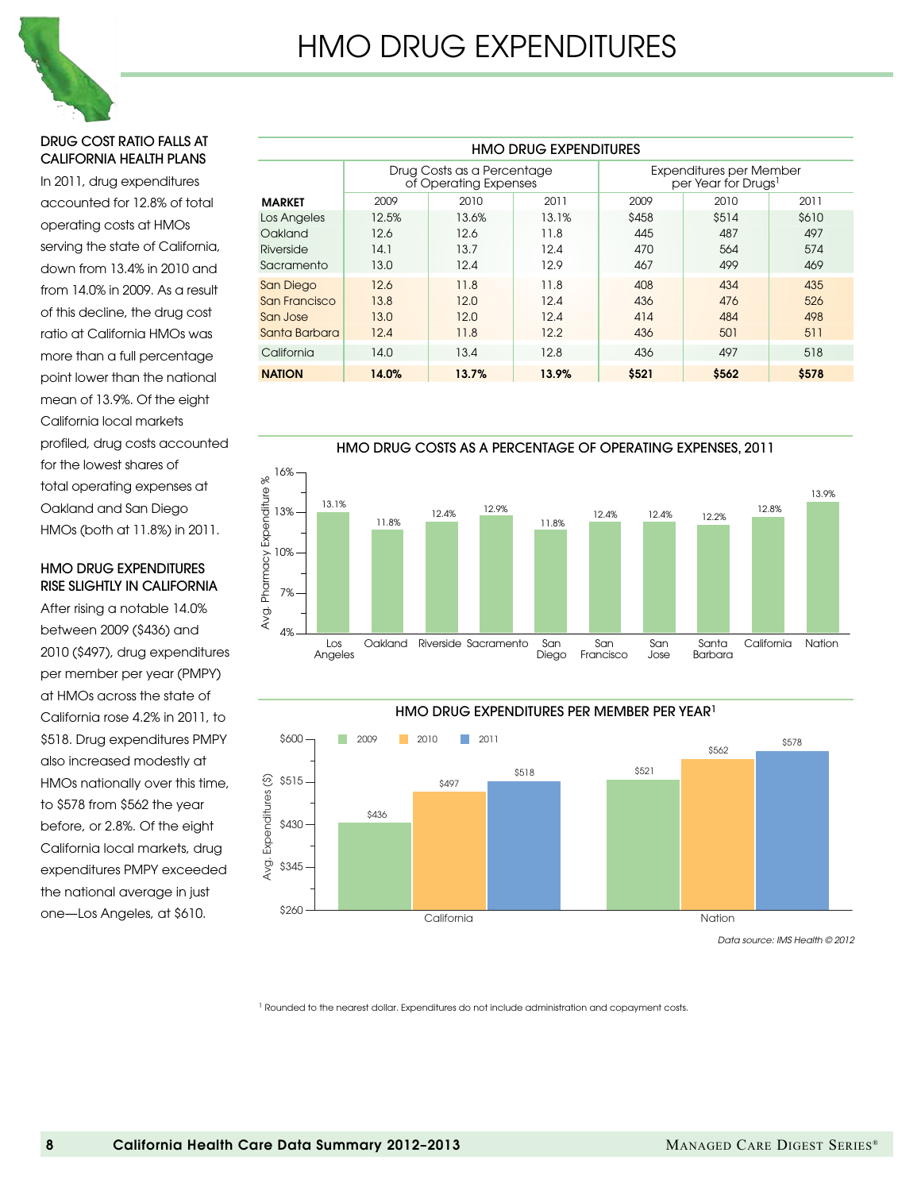# HMO DRUG EXPENDITURES

## DRUG COST RATIO FALLS AT CALIFORNIA HEALTH PLANS

In 2011, drug expenditures accounted for 12.8% of total operating costs at HMOs serving the state of California, down from 13.4% in 2010 and from 14.0% in 2009. As a result of this decline, the drug cost ratio at California HMOs was more than a full percentage point lower than the national mean of 13.9%. Of the eight California local markets profiled, drug costs accounted for the lowest shares of total operating expenses at Oakland and San Diego HMOs (both at 11.8%) in 2011.

## HMO DRUG EXPENDITURES RISE SLIGHTLY IN CALIFORNIA

After rising a notable 14.0% between 2009 ($436) and 2010 ($497), drug expenditures per member per year (PMPY) at HMOs across the state of California rose 4.2% in 2011, to $518. Drug expenditures PMPY also increased modestly at HMOs nationally over this time, to $578 from $562 the year before, or 2.8%. Of the eight California local markets, drug expenditures PMPY exceeded the national average in just one—Los Angeles, at $610.

**HMO DRUG EXPENDITURES**

| | Drug Costs as a Percentage of Operating Expenses | | | Expenditures per Member per Year for Drugs[1] | | |
|---|---|---|---|---|---|---|
| **MARKET** | 2009 | 2010 | 2011 | 2009 | 2010 | 2011 |
| Los Angeles | 12.5% | 13.6% | 13.1% | $458 | $514 | $610 |
| Oakland | 12.6 | 12.6 | 11.8 | 445 | 487 | 497 |
| Riverside | 14.1 | 13.7 | 12.4 | 470 | 564 | 574 |
| Sacramento | 13.0 | 12.4 | 12.9 | 467 | 499 | 469 |
| San Diego | 12.6 | 11.8 | 11.8 | 408 | 434 | 435 |
| San Francisco | 13.8 | 12.0 | 12.4 | 436 | 476 | 526 |
| San Jose | 13.0 | 12.0 | 12.4 | 414 | 484 | 498 |
| Santa Barbara | 12.4 | 11.8 | 12.2 | 436 | 501 | 511 |
| California | 14.0 | 13.4 | 12.8 | 436 | 497 | 518 |
| **NATION** | **14.0%** | **13.7%** | **13.9%** | **$521** | **$562** | **$578** |

**HMO DRUG COSTS AS A PERCENTAGE OF OPERATING EXPENSES, 2011**

| Market | Avg. Pharmacy Expenditure % |
|---|---|
| Los Angeles | 13.1% |
| Oakland | 11.8% |
| Riverside | 12.4% |
| Sacramento | 12.9% |
| San Diego | 11.8% |
| San Francisco | 12.4% |
| San Jose | 12.4% |
| Santa Barbara | 12.2% |
| California | 12.8% |
| Nation | 13.9% |

**HMO DRUG EXPENDITURES PER MEMBER PER YEAR[1]**

| | 2009 | 2010 | 2011 |
|---|---|---|---|
| California | $436 | $497 | $518 |
| Nation | $521 | $562 | $578 |

*Data source: IMS Health © 2012*

[1] Rounded to the nearest dollar. Expenditures do not include administration and copayment costs.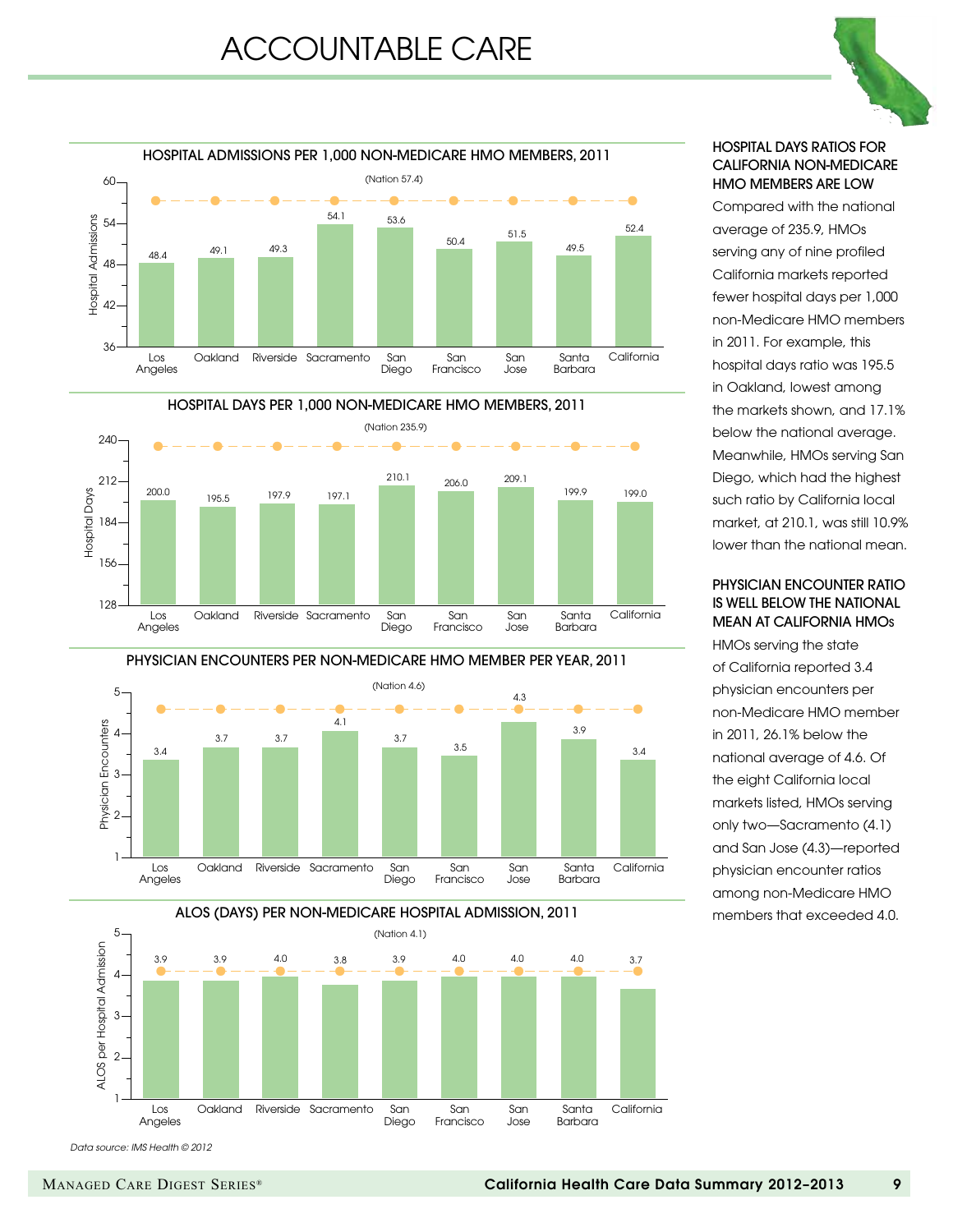# ACCOUNTABLE CARE

## HOSPITAL ADMISSIONS PER 1,000 NON-MEDICARE HMO MEMBERS, 2011

(Nation 57.4)

| Market | Hospital Admissions |
|---|---|
| Los Angeles | 48.4 |
| Oakland | 49.1 |
| Riverside | 49.3 |
| Sacramento | 54.1 |
| San Diego | 53.6 |
| San Francisco | 50.4 |
| San Jose | 51.5 |
| Santa Barbara | 49.5 |
| California | 52.4 |

## HOSPITAL DAYS PER 1,000 NON-MEDICARE HMO MEMBERS, 2011

(Nation 235.9)

| Market | Hospital Days |
|---|---|
| Los Angeles | 200.0 |
| Oakland | 195.5 |
| Riverside | 197.9 |
| Sacramento | 197.1 |
| San Diego | 210.1 |
| San Francisco | 206.0 |
| San Jose | 209.1 |
| Santa Barbara | 199.9 |
| California | 199.0 |

## PHYSICIAN ENCOUNTERS PER NON-MEDICARE HMO MEMBER PER YEAR, 2011

(Nation 4.6)

| Market | Physician Encounters |
|---|---|
| Los Angeles | 3.4 |
| Oakland | 3.7 |
| Riverside | 3.7 |
| Sacramento | 4.1 |
| San Diego | 3.7 |
| San Francisco | 3.5 |
| San Jose | 4.3 |
| Santa Barbara | 3.9 |
| California | 3.4 |

## ALOS (DAYS) PER NON-MEDICARE HOSPITAL ADMISSION, 2011

(Nation 4.1)

| Market | ALOS per Hospital Admission |
|---|---|
| Los Angeles | 3.9 |
| Oakland | 3.9 |
| Riverside | 4.0 |
| Sacramento | 3.8 |
| San Diego | 3.9 |
| San Francisco | 4.0 |
| San Jose | 4.0 |
| Santa Barbara | 4.0 |
| California | 3.7 |

*Data source: IMS Health © 2012*

### HOSPITAL DAYS RATIOS FOR CALIFORNIA NON-MEDICARE HMO MEMBERS ARE LOW

Compared with the national average of 235.9, HMOs serving any of nine profiled California markets reported fewer hospital days per 1,000 non-Medicare HMO members in 2011. For example, this hospital days ratio was 195.5 in Oakland, lowest among the markets shown, and 17.1% below the national average. Meanwhile, HMOs serving San Diego, which had the highest such ratio by California local market, at 210.1, was still 10.9% lower than the national mean.

### PHYSICIAN ENCOUNTER RATIO IS WELL BELOW THE NATIONAL MEAN AT CALIFORNIA HMOs

HMOs serving the state of California reported 3.4 physician encounters per non-Medicare HMO member in 2011, 26.1% below the national average of 4.6. Of the eight California local markets listed, HMOs serving only two—Sacramento (4.1) and San Jose (4.3)—reported physician encounter ratios among non-Medicare HMO members that exceeded 4.0.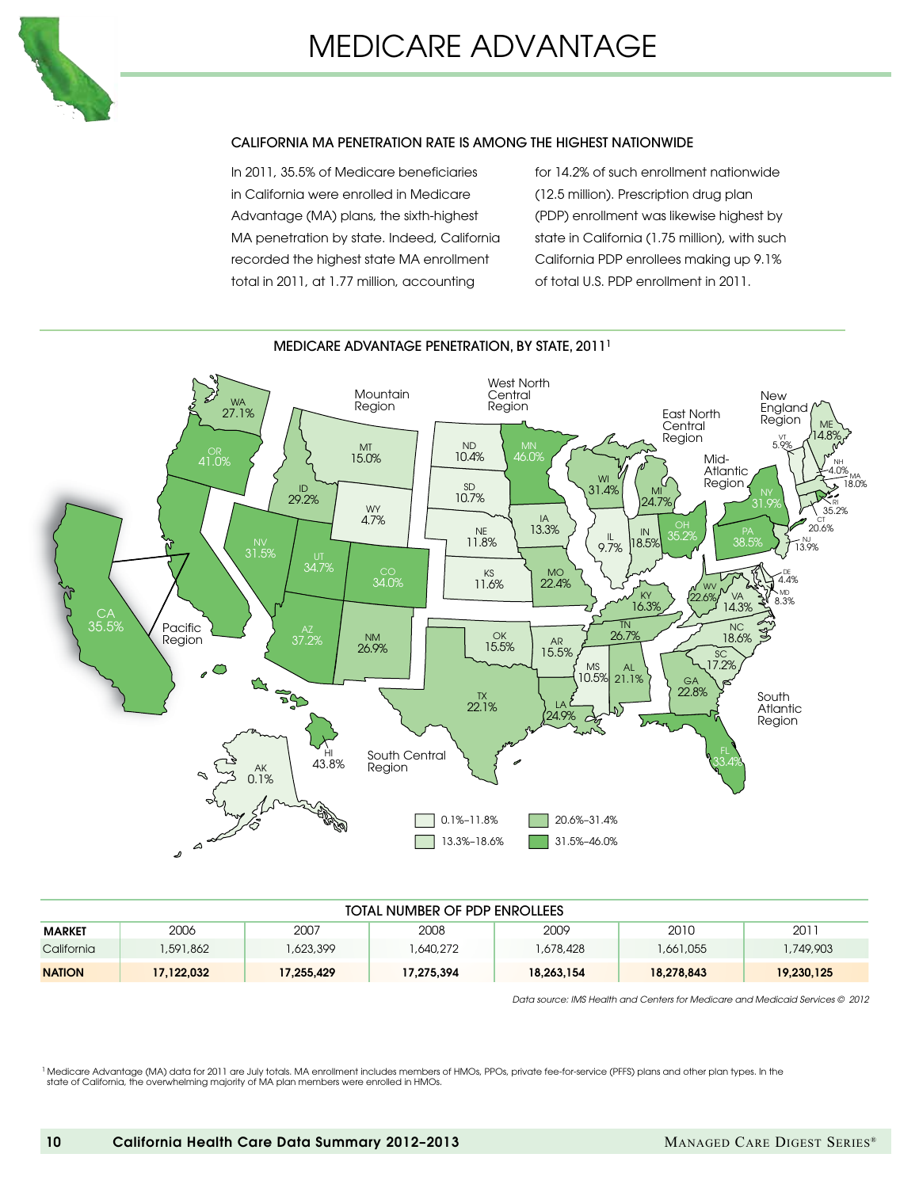# MEDICARE ADVANTAGE

## CALIFORNIA MA PENETRATION RATE IS AMONG THE HIGHEST NATIONWIDE

In 2011, 35.5% of Medicare beneficiaries in California were enrolled in Medicare Advantage (MA) plans, the sixth-highest MA penetration by state. Indeed, California recorded the highest state MA enrollment total in 2011, at 1.77 million, accounting for 14.2% of such enrollment nationwide (12.5 million). Prescription drug plan (PDP) enrollment was likewise highest by state in California (1.75 million), with such California PDP enrollees making up 9.1% of total U.S. PDP enrollment in 2011.

### MEDICARE ADVANTAGE PENETRATION, BY STATE, 2011[1]

| Region | State | MA Penetration |
|---|---|---|
| Pacific Region | WA | 27.1% |
| | OR | 41.0% |
| | CA | 35.5% |
| | AK | 0.1% |
| | HI | 43.8% |
| Mountain Region | MT | 15.0% |
| | ID | 29.2% |
| | WY | 4.7% |
| | NV | 31.5% |
| | UT | 34.7% |
| | CO | 34.0% |
| | AZ | 37.2% |
| | NM | 26.9% |
| West North Central Region | ND | 10.4% |
| | MN | 46.0% |
| | SD | 10.7% |
| | NE | 11.8% |
| | IA | 13.3% |
| | KS | 11.6% |
| | MO | 22.4% |
| East North Central Region | WI | 31.4% |
| | MI | 24.7% |
| | IL | 9.7% |
| | IN | 18.5% |
| | OH | 35.2% |
| New England Region | ME | 14.8% |
| | VT | 5.9% |
| | NH | 4.0% |
| | MA | 18.0% |
| | RI | 35.2% |
| | CT | 20.6% |
| Mid-Atlantic Region | NY | 31.9% |
| | PA | 38.5% |
| | NJ | 13.9% |
| South Atlantic Region | DE | 4.4% |
| | MD | 8.3% |
| | WV | 22.6% |
| | VA | 14.3% |
| | NC | 18.6% |
| | SC | 17.2% |
| | GA | 22.8% |
| | FL | 33.4% |
| South Central Region | KY | 16.3% |
| | TN | 26.7% |
| | OK | 15.5% |
| | AR | 15.5% |
| | MS | 10.5% |
| | AL | 21.1% |
| | TX | 22.1% |
| | LA | 24.9% |

Legend: 0.1%–11.8%; 13.3%–18.6%; 20.6%–31.4%; 31.5%–46.0%

### TOTAL NUMBER OF PDP ENROLLEES

| MARKET | 2006 | 2007 | 2008 | 2009 | 2010 | 2011 |
|---|---|---|---|---|---|---|
| California | 1,591,862 | 1,623,399 | 1,640,272 | 1,678,428 | 1,661,055 | 1,749,903 |
| **NATION** | **17,122,032** | **17,255,429** | **17,275,394** | **18,263,154** | **18,278,843** | **19,230,125** |

*Data source: IMS Health and Centers for Medicare and Medicaid Services © 2012*

[1] Medicare Advantage (MA) data for 2011 are July totals. MA enrollment includes members of HMOs, PPOs, private fee-for-service (PFFS) plans and other plan types. In the state of California, the overwhelming majority of MA plan members were enrolled in HMOs.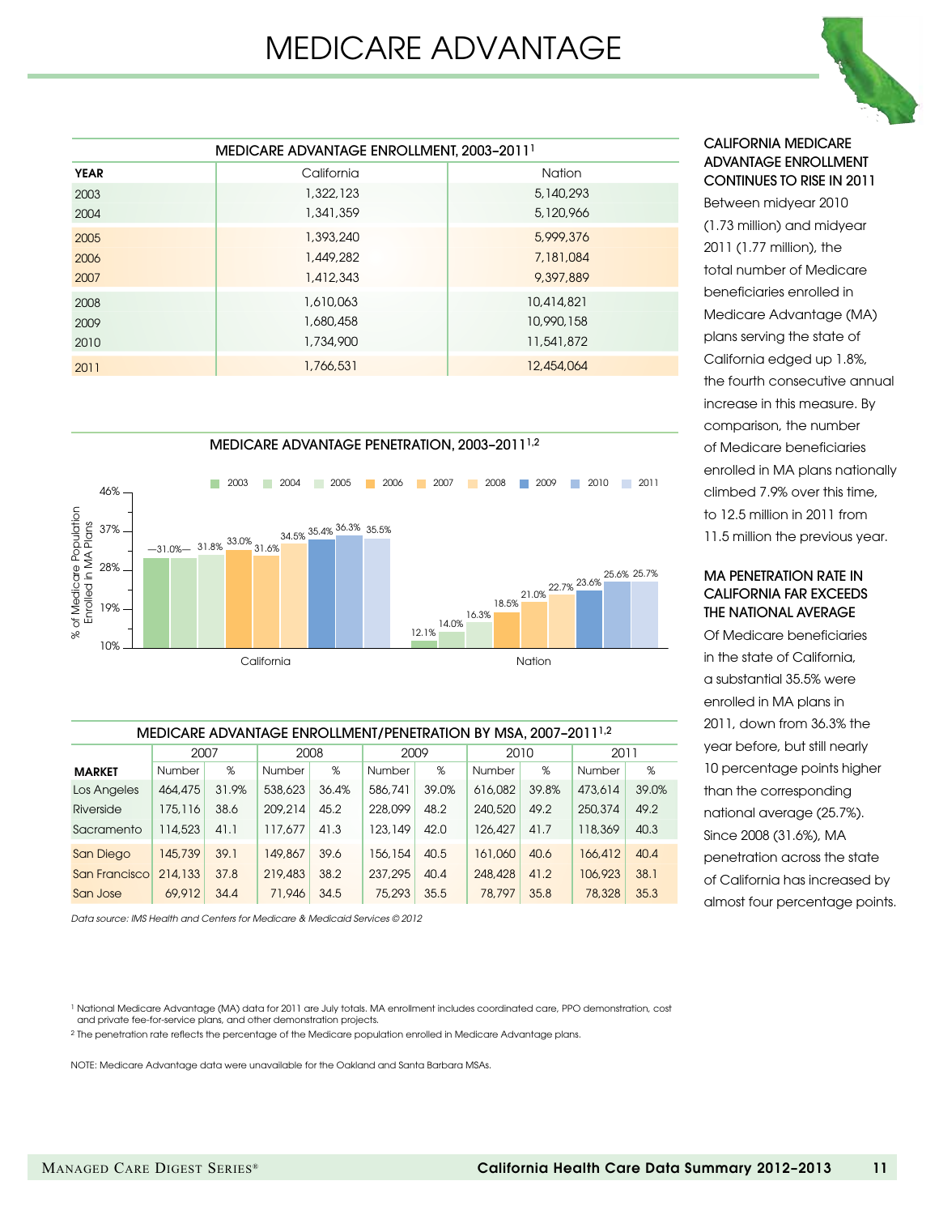# MEDICARE ADVANTAGE

### MEDICARE ADVANTAGE ENROLLMENT, 2003–2011[1]

| YEAR | California | Nation |
|---|---|---|
| 2003 | 1,322,123 | 5,140,293 |
| 2004 | 1,341,359 | 5,120,966 |
| 2005 | 1,393,240 | 5,999,376 |
| 2006 | 1,449,282 | 7,181,084 |
| 2007 | 1,412,343 | 9,397,889 |
| 2008 | 1,610,063 | 10,414,821 |
| 2009 | 1,680,458 | 10,990,158 |
| 2010 | 1,734,900 | 11,541,872 |
| 2011 | 1,766,531 | 12,454,064 |

### MEDICARE ADVANTAGE PENETRATION, 2003–2011[1,2]

% of Medicare Population Enrolled in MA Plans

| Year | California | Nation |
|---|---|---|
| 2003 | 31.0% | 12.1% |
| 2004 | 31.0% | 14.0% |
| 2005 | 31.8% | 16.3% |
| 2006 | 33.0% | 18.5% |
| 2007 | 31.6% | 21.0% |
| 2008 | 34.5% | 22.7% |
| 2009 | 35.4% | 23.6% |
| 2010 | 36.3% | 25.6% |
| 2011 | 35.5% | 25.7% |

### MEDICARE ADVANTAGE ENROLLMENT/PENETRATION BY MSA, 2007–2011[1,2]

| | 2007 | | 2008 | | 2009 | | 2010 | | 2011 | |
|---|---|---|---|---|---|---|---|---|---|---|
| MARKET | Number | % | Number | % | Number | % | Number | % | Number | % |
| Los Angeles | 464,475 | 31.9% | 538,623 | 36.4% | 586,741 | 39.0% | 616,082 | 39.8% | 473,614 | 39.0% |
| Riverside | 175,116 | 38.6 | 209,214 | 45.2 | 228,099 | 48.2 | 240,520 | 49.2 | 250,374 | 49.2 |
| Sacramento | 114,523 | 41.1 | 117,677 | 41.3 | 123,149 | 42.0 | 126,427 | 41.7 | 118,369 | 40.3 |
| San Diego | 145,739 | 39.1 | 149,867 | 39.6 | 156,154 | 40.5 | 161,060 | 40.6 | 166,412 | 40.4 |
| San Francisco | 214,133 | 37.8 | 219,483 | 38.2 | 237,295 | 40.4 | 248,428 | 41.2 | 106,923 | 38.1 |
| San Jose | 69,912 | 34.4 | 71,946 | 34.5 | 75,293 | 35.5 | 78,797 | 35.8 | 78,328 | 35.3 |

*Data source: IMS Health and Centers for Medicare & Medicaid Services © 2012*

### CALIFORNIA MEDICARE ADVANTAGE ENROLLMENT CONTINUES TO RISE IN 2011

Between midyear 2010 (1.73 million) and midyear 2011 (1.77 million), the total number of Medicare beneficiaries enrolled in Medicare Advantage (MA) plans serving the state of California edged up 1.8%, the fourth consecutive annual increase in this measure. By comparison, the number of Medicare beneficiaries enrolled in MA plans nationally climbed 7.9% over this time, to 12.5 million in 2011 from 11.5 million the previous year.

### MA PENETRATION RATE IN CALIFORNIA FAR EXCEEDS THE NATIONAL AVERAGE

Of Medicare beneficiaries in the state of California, a substantial 35.5% were enrolled in MA plans in 2011, down from 36.3% the year before, but still nearly 10 percentage points higher than the corresponding national average (25.7%). Since 2008 (31.6%), MA penetration across the state of California has increased by almost four percentage points.

[1] National Medicare Advantage (MA) data for 2011 are July totals. MA enrollment includes coordinated care, PPO demonstration, cost and private fee-for-service plans, and other demonstration projects.

[2] The penetration rate reflects the percentage of the Medicare population enrolled in Medicare Advantage plans.

NOTE: Medicare Advantage data were unavailable for the Oakland and Santa Barbara MSAs.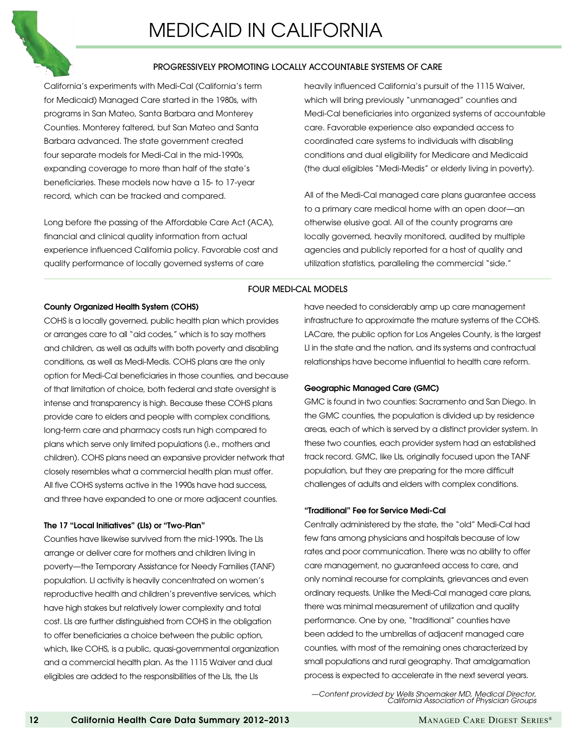# MEDICAID IN CALIFORNIA

## PROGRESSIVELY PROMOTING LOCALLY ACCOUNTABLE SYSTEMS OF CARE

California's experiments with Medi-Cal (California's term for Medicaid) Managed Care started in the 1980s, with programs in San Mateo, Santa Barbara and Monterey Counties. Monterey faltered, but San Mateo and Santa Barbara advanced. The state government created four separate models for Medi-Cal in the mid-1990s, expanding coverage to more than half of the state's beneficiaries. These models now have a 15- to 17-year record, which can be tracked and compared.

Long before the passing of the Affordable Care Act (ACA), financial and clinical quality information from actual experience influenced California policy. Favorable cost and quality performance of locally governed systems of care heavily influenced California's pursuit of the 1115 Waiver, which will bring previously "unmanaged" counties and Medi-Cal beneficiaries into organized systems of accountable care. Favorable experience also expanded access to coordinated care systems to individuals with disabling conditions and dual eligibility for Medicare and Medicaid (the dual eligibles "Medi-Medis" or elderly living in poverty).

All of the Medi-Cal managed care plans guarantee access to a primary care medical home with an open door—an otherwise elusive goal. All of the county programs are locally governed, heavily monitored, audited by multiple agencies and publicly reported for a host of quality and utilization statistics, paralleling the commercial "side."

## FOUR MEDI-CAL MODELS

### County Organized Health System (COHS)

COHS is a locally governed, public health plan which provides or arranges care to all "aid codes," which is to say mothers and children, as well as adults with both poverty and disabling conditions, as well as Medi-Medis. COHS plans are the only option for Medi-Cal beneficiaries in those counties, and because of that limitation of choice, both federal and state oversight is intense and transparency is high. Because these COHS plans provide care to elders and people with complex conditions, long-term care and pharmacy costs run high compared to plans which serve only limited populations (i.e., mothers and children). COHS plans need an expansive provider network that closely resembles what a commercial health plan must offer. All five COHS systems active in the 1990s have had success, and three have expanded to one or more adjacent counties.

### The 17 "Local Initiatives" (LIs) or "Two-Plan"

Counties have likewise survived from the mid-1990s. The LIs arrange or deliver care for mothers and children living in poverty—the Temporary Assistance for Needy Families (TANF) population. LI activity is heavily concentrated on women's reproductive health and children's preventive services, which have high stakes but relatively lower complexity and total cost. LIs are further distinguished from COHS in the obligation to offer beneficiaries a choice between the public option, which, like COHS, is a public, quasi-governmental organization and a commercial health plan. As the 1115 Waiver and dual eligibles are added to the responsibilities of the LIs, the LIs have needed to considerably amp up care management infrastructure to approximate the mature systems of the COHS. LACare, the public option for Los Angeles County, is the largest LI in the state and the nation, and its systems and contractual relationships have become influential to health care reform.

### Geographic Managed Care (GMC)

GMC is found in two counties: Sacramento and San Diego. In the GMC counties, the population is divided up by residence areas, each of which is served by a distinct provider system. In these two counties, each provider system had an established track record. GMC, like LIs, originally focused upon the TANF population, but they are preparing for the more difficult challenges of adults and elders with complex conditions.

### "Traditional" Fee for Service Medi-Cal

Centrally administered by the state, the "old" Medi-Cal had few fans among physicians and hospitals because of low rates and poor communication. There was no ability to offer care management, no guaranteed access to care, and only nominal recourse for complaints, grievances and even ordinary requests. Unlike the Medi-Cal managed care plans, there was minimal measurement of utilization and quality performance. One by one, "traditional" counties have been added to the umbrellas of adjacent managed care counties, with most of the remaining ones characterized by small populations and rural geography. That amalgamation process is expected to accelerate in the next several years.

*—Content provided by Wells Shoemaker MD, Medical Director, California Association of Physician Groups*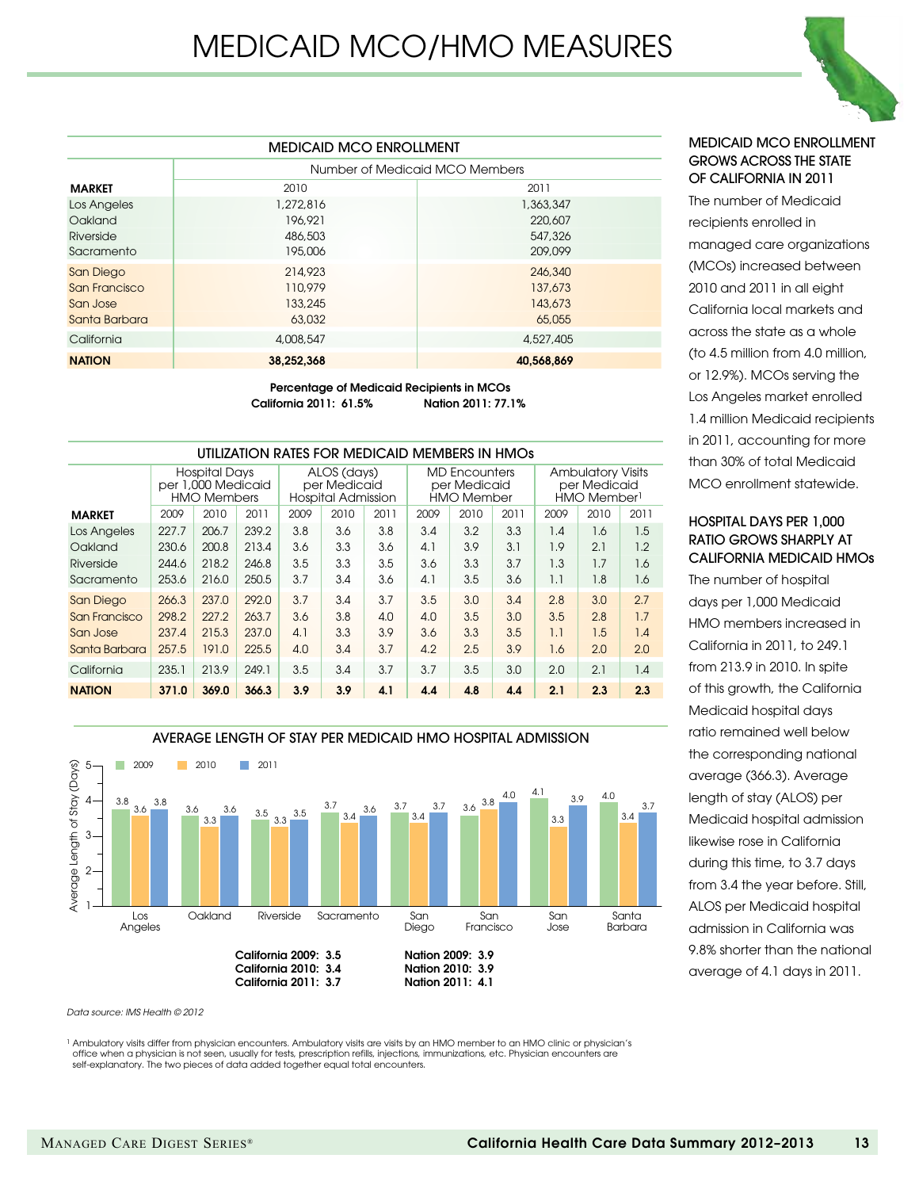# MEDICAID MCO/HMO MEASURES

## MEDICAID MCO ENROLLMENT

| MARKET | Number of Medicaid MCO Members | |
|---|---|---|
| | 2010 | 2011 |
| Los Angeles | 1,272,816 | 1,363,347 |
| Oakland | 196,921 | 220,607 |
| Riverside | 486,503 | 547,326 |
| Sacramento | 195,006 | 209,099 |
| San Diego | 214,923 | 246,340 |
| San Francisco | 110,979 | 137,673 |
| San Jose | 133,245 | 143,673 |
| Santa Barbara | 63,032 | 65,055 |
| California | 4,008,547 | 4,527,405 |
| **NATION** | **38,252,368** | **40,568,869** |

**Percentage of Medicaid Recipients in MCOs**
**California 2011: 61.5%** **Nation 2011: 77.1%**

## UTILIZATION RATES FOR MEDICAID MEMBERS IN HMOs

| MARKET | Hospital Days per 1,000 Medicaid HMO Members | | | ALOS (days) per Medicaid Hospital Admission | | | MD Encounters per Medicaid HMO Member | | | Ambulatory Visits per Medicaid HMO Member[1] | | |
|---|---|---|---|---|---|---|---|---|---|---|---|---|
| | 2009 | 2010 | 2011 | 2009 | 2010 | 2011 | 2009 | 2010 | 2011 | 2009 | 2010 | 2011 |
| Los Angeles | 227.7 | 206.7 | 239.2 | 3.8 | 3.6 | 3.8 | 3.4 | 3.2 | 3.3 | 1.4 | 1.6 | 1.5 |
| Oakland | 230.6 | 200.8 | 213.4 | 3.6 | 3.3 | 3.6 | 4.1 | 3.9 | 3.1 | 1.9 | 2.1 | 1.2 |
| Riverside | 244.6 | 218.2 | 246.8 | 3.5 | 3.3 | 3.5 | 3.6 | 3.3 | 3.7 | 1.3 | 1.7 | 1.6 |
| Sacramento | 253.6 | 216.0 | 250.5 | 3.7 | 3.4 | 3.6 | 4.1 | 3.5 | 3.6 | 1.1 | 1.8 | 1.6 |
| San Diego | 266.3 | 237.0 | 292.0 | 3.7 | 3.4 | 3.7 | 3.5 | 3.0 | 3.4 | 2.8 | 3.0 | 2.7 |
| San Francisco | 298.2 | 227.2 | 263.7 | 3.6 | 3.8 | 4.0 | 4.0 | 3.5 | 3.0 | 3.5 | 2.8 | 1.7 |
| San Jose | 237.4 | 215.3 | 237.0 | 4.1 | 3.3 | 3.9 | 3.6 | 3.3 | 3.5 | 1.1 | 1.5 | 1.4 |
| Santa Barbara | 257.5 | 191.0 | 225.5 | 4.0 | 3.4 | 3.7 | 4.2 | 2.5 | 3.9 | 1.6 | 2.0 | 2.0 |
| California | 235.1 | 213.9 | 249.1 | 3.5 | 3.4 | 3.7 | 3.7 | 3.5 | 3.0 | 2.0 | 2.1 | 1.4 |
| **NATION** | **371.0** | **369.0** | **366.3** | **3.9** | **3.9** | **4.1** | **4.4** | **4.8** | **4.4** | **2.1** | **2.3** | **2.3** |

## AVERAGE LENGTH OF STAY PER MEDICAID HMO HOSPITAL ADMISSION

| Market | 2009 | 2010 | 2011 |
|---|---|---|---|
| Los Angeles | 3.8 | 3.6 | 3.8 |
| Oakland | 3.6 | 3.3 | 3.6 |
| Riverside | 3.5 | 3.3 | 3.5 |
| Sacramento | 3.7 | 3.4 | 3.6 |
| San Diego | 3.7 | 3.4 | 3.7 |
| San Francisco | 3.6 | 3.8 | 4.0 |
| San Jose | 4.1 | 3.3 | 3.9 |
| Santa Barbara | 4.0 | 3.4 | 3.7 |

**California 2009: 3.5**
**California 2010: 3.4**
**California 2011: 3.7**

**Nation 2009: 3.9**
**Nation 2010: 3.9**
**Nation 2011: 4.1**

*Data source: IMS Health © 2012*

[1] Ambulatory visits differ from physician encounters. Ambulatory visits are visits by an HMO member to an HMO clinic or physician's office when a physician is not seen, usually for tests, prescription refills, injections, immunizations, etc. Physician encounters are self-explanatory. The two pieces of data added together equal total encounters.

### MEDICAID MCO ENROLLMENT GROWS ACROSS THE STATE OF CALIFORNIA IN 2011

The number of Medicaid recipients enrolled in managed care organizations (MCOs) increased between 2010 and 2011 in all eight California local markets and across the state as a whole (to 4.5 million from 4.0 million, or 12.9%). MCOs serving the Los Angeles market enrolled 1.4 million Medicaid recipients in 2011, accounting for more than 30% of total Medicaid MCO enrollment statewide.

### HOSPITAL DAYS PER 1,000 RATIO GROWS SHARPLY AT CALIFORNIA MEDICAID HMOs

The number of hospital days per 1,000 Medicaid HMO members increased in California in 2011, to 249.1 from 213.9 in 2010. In spite of this growth, the California Medicaid hospital days ratio remained well below the corresponding national average (366.3). Average length of stay (ALOS) per Medicaid hospital admission likewise rose in California during this time, to 3.7 days from 3.4 the year before. Still, ALOS per Medicaid hospital admission in California was 9.8% shorter than the national average of 4.1 days in 2011.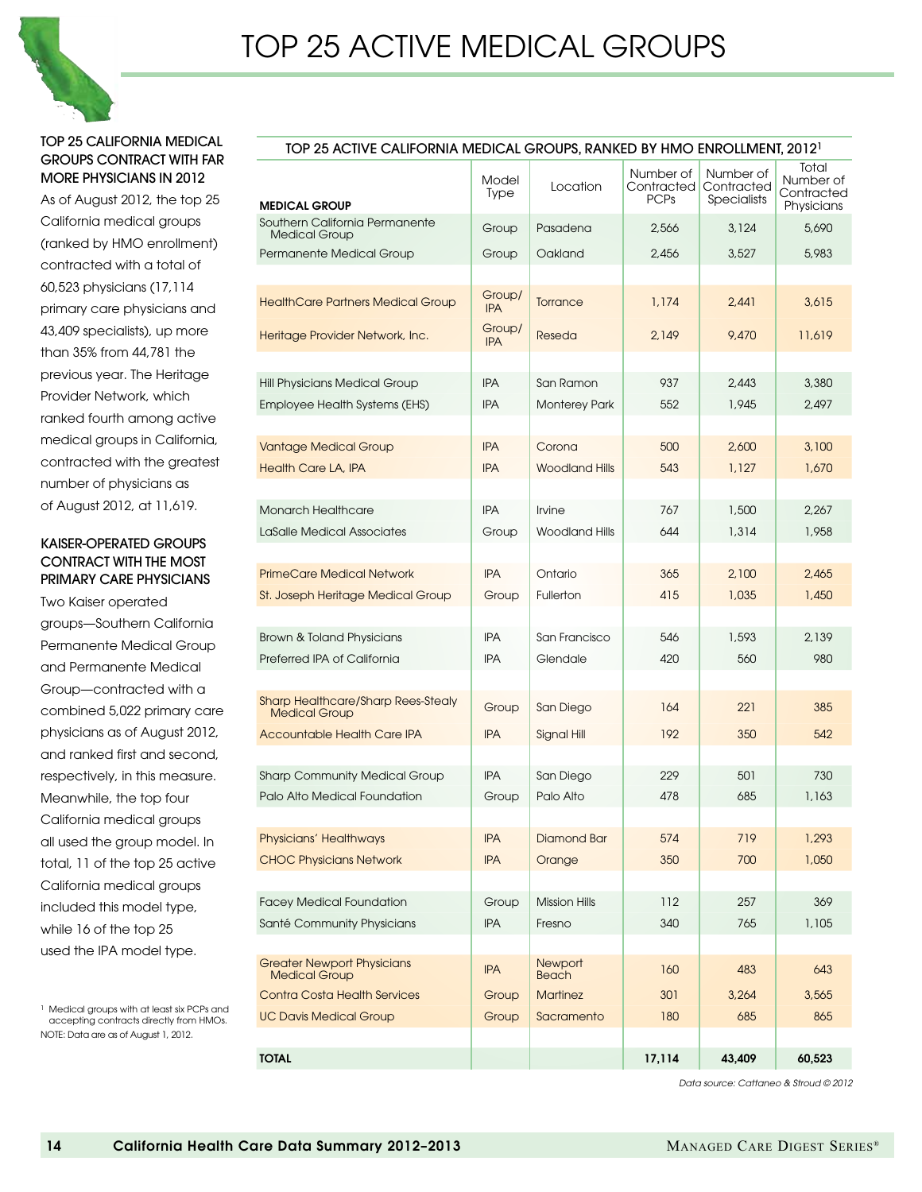# TOP 25 ACTIVE MEDICAL GROUPS

### TOP 25 CALIFORNIA MEDICAL GROUPS CONTRACT WITH FAR MORE PHYSICIANS IN 2012

As of August 2012, the top 25 California medical groups (ranked by HMO enrollment) contracted with a total of 60,523 physicians (17,114 primary care physicians and 43,409 specialists), up more than 35% from 44,781 the previous year. The Heritage Provider Network, which ranked fourth among active medical groups in California, contracted with the greatest number of physicians as of August 2012, at 11,619.

### KAISER-OPERATED GROUPS CONTRACT WITH THE MOST PRIMARY CARE PHYSICIANS

Two Kaiser operated groups—Southern California Permanente Medical Group and Permanente Medical Group—contracted with a combined 5,022 primary care physicians as of August 2012, and ranked first and second, respectively, in this measure. Meanwhile, the top four California medical groups all used the group model. In total, 11 of the top 25 active California medical groups included this model type, while 16 of the top 25 used the IPA model type.

[1] Medical groups with at least six PCPs and accepting contracts directly from HMOs.
NOTE: Data are as of August 1, 2012.

**TOP 25 ACTIVE CALIFORNIA MEDICAL GROUPS, RANKED BY HMO ENROLLMENT, 2012[1]**

| MEDICAL GROUP | Model Type | Location | Number of Contracted PCPs | Number of Contracted Specialists | Total Number of Contracted Physicians |
|---|---|---|---|---|---|
| Southern California Permanente Medical Group | Group | Pasadena | 2,566 | 3,124 | 5,690 |
| Permanente Medical Group | Group | Oakland | 2,456 | 3,527 | 5,983 |
| HealthCare Partners Medical Group | Group/IPA | Torrance | 1,174 | 2,441 | 3,615 |
| Heritage Provider Network, Inc. | Group/IPA | Reseda | 2,149 | 9,470 | 11,619 |
| Hill Physicians Medical Group | IPA | San Ramon | 937 | 2,443 | 3,380 |
| Employee Health Systems (EHS) | IPA | Monterey Park | 552 | 1,945 | 2,497 |
| Vantage Medical Group | IPA | Corona | 500 | 2,600 | 3,100 |
| Health Care LA, IPA | IPA | Woodland Hills | 543 | 1,127 | 1,670 |
| Monarch Healthcare | IPA | Irvine | 767 | 1,500 | 2,267 |
| LaSalle Medical Associates | Group | Woodland Hills | 644 | 1,314 | 1,958 |
| PrimeCare Medical Network | IPA | Ontario | 365 | 2,100 | 2,465 |
| St. Joseph Heritage Medical Group | Group | Fullerton | 415 | 1,035 | 1,450 |
| Brown & Toland Physicians | IPA | San Francisco | 546 | 1,593 | 2,139 |
| Preferred IPA of California | IPA | Glendale | 420 | 560 | 980 |
| Sharp Healthcare/Sharp Rees-Stealy Medical Group | Group | San Diego | 164 | 221 | 385 |
| Accountable Health Care IPA | IPA | Signal Hill | 192 | 350 | 542 |
| Sharp Community Medical Group | IPA | San Diego | 229 | 501 | 730 |
| Palo Alto Medical Foundation | Group | Palo Alto | 478 | 685 | 1,163 |
| Physicians' Healthways | IPA | Diamond Bar | 574 | 719 | 1,293 |
| CHOC Physicians Network | IPA | Orange | 350 | 700 | 1,050 |
| Facey Medical Foundation | Group | Mission Hills | 112 | 257 | 369 |
| Santé Community Physicians | IPA | Fresno | 340 | 765 | 1,105 |
| Greater Newport Physicians Medical Group | IPA | Newport Beach | 160 | 483 | 643 |
| Contra Costa Health Services | Group | Martinez | 301 | 3,264 | 3,565 |
| UC Davis Medical Group | Group | Sacramento | 180 | 685 | 865 |
| **TOTAL** | | | **17,114** | **43,409** | **60,523** |

*Data source: Cattaneo & Stroud © 2012*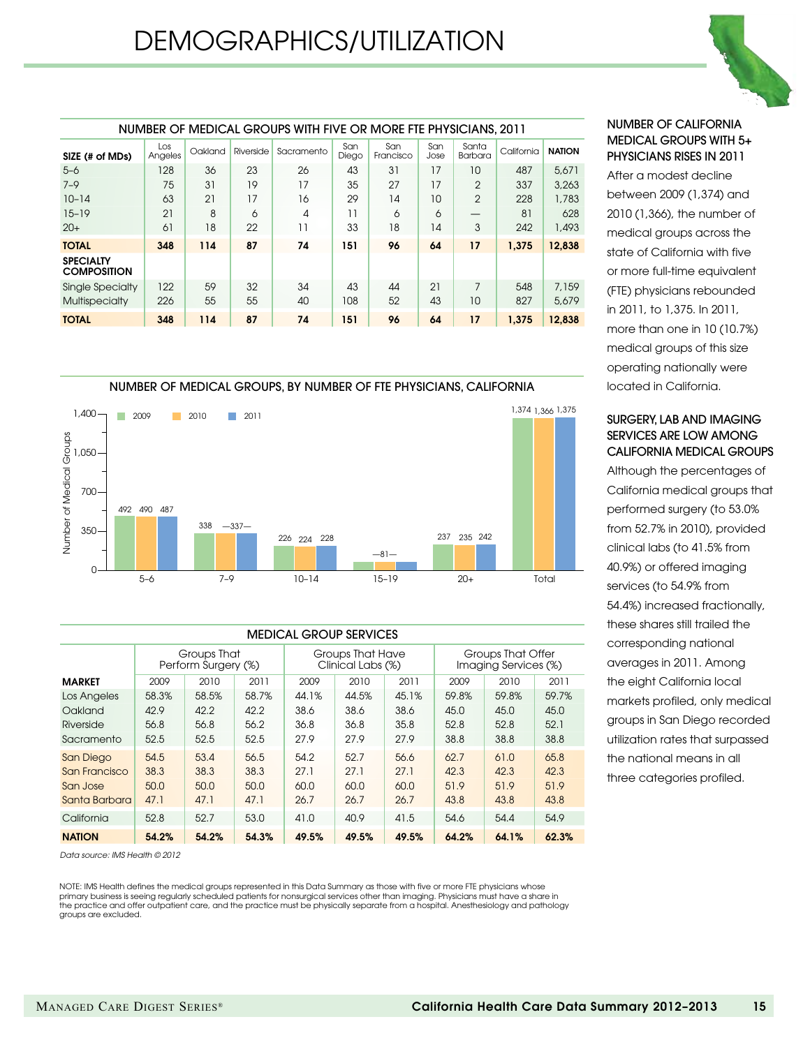# DEMOGRAPHICS/UTILIZATION

## NUMBER OF MEDICAL GROUPS WITH FIVE OR MORE FTE PHYSICIANS, 2011

| SIZE (# of MDs) | Los Angeles | Oakland | Riverside | Sacramento | San Diego | San Francisco | San Jose | Santa Barbara | California | NATION |
|---|---|---|---|---|---|---|---|---|---|---|
| 5–6 | 128 | 36 | 23 | 26 | 43 | 31 | 17 | 10 | 487 | 5,671 |
| 7–9 | 75 | 31 | 19 | 17 | 35 | 27 | 17 | 2 | 337 | 3,263 |
| 10–14 | 63 | 21 | 17 | 16 | 29 | 14 | 10 | 2 | 228 | 1,783 |
| 15–19 | 21 | 8 | 6 | 4 | 11 | 6 | 6 | — | 81 | 628 |
| 20+ | 61 | 18 | 22 | 11 | 33 | 18 | 14 | 3 | 242 | 1,493 |
| **TOTAL** | **348** | **114** | **87** | **74** | **151** | **96** | **64** | **17** | **1,375** | **12,838** |
| **SPECIALTY COMPOSITION** | | | | | | | | | | |
| Single Specialty | 122 | 59 | 32 | 34 | 43 | 44 | 21 | 7 | 548 | 7,159 |
| Multispecialty | 226 | 55 | 55 | 40 | 108 | 52 | 43 | 10 | 827 | 5,679 |
| **TOTAL** | **348** | **114** | **87** | **74** | **151** | **96** | **64** | **17** | **1,375** | **12,838** |

## NUMBER OF MEDICAL GROUPS, BY NUMBER OF FTE PHYSICIANS, CALIFORNIA

| Size | 2009 | 2010 | 2011 |
|---|---|---|---|
| 5–6 | 492 | 490 | 487 |
| 7–9 | 338 | 337 | 337 |
| 10–14 | 226 | 224 | 228 |
| 15–19 | 81 | 81 | 81 |
| 20+ | 237 | 235 | 242 |
| Total | 1,374 | 1,366 | 1,375 |

## MEDICAL GROUP SERVICES

| MARKET | Groups That Perform Surgery (%) | | | Groups That Have Clinical Labs (%) | | | Groups That Offer Imaging Services (%) | | |
|---|---|---|---|---|---|---|---|---|---|
| | 2009 | 2010 | 2011 | 2009 | 2010 | 2011 | 2009 | 2010 | 2011 |
| Los Angeles | 58.3% | 58.5% | 58.7% | 44.1% | 44.5% | 45.1% | 59.8% | 59.8% | 59.7% |
| Oakland | 42.9 | 42.2 | 42.2 | 38.6 | 38.6 | 38.6 | 45.0 | 45.0 | 45.0 |
| Riverside | 56.8 | 56.8 | 56.2 | 36.8 | 36.8 | 35.8 | 52.8 | 52.8 | 52.1 |
| Sacramento | 52.5 | 52.5 | 52.5 | 27.9 | 27.9 | 27.9 | 38.8 | 38.8 | 38.8 |
| San Diego | 54.5 | 53.4 | 56.5 | 54.2 | 52.7 | 56.6 | 62.7 | 61.0 | 65.8 |
| San Francisco | 38.3 | 38.3 | 38.3 | 27.1 | 27.1 | 27.1 | 42.3 | 42.3 | 42.3 |
| San Jose | 50.0 | 50.0 | 50.0 | 60.0 | 60.0 | 60.0 | 51.9 | 51.9 | 51.9 |
| Santa Barbara | 47.1 | 47.1 | 47.1 | 26.7 | 26.7 | 26.7 | 43.8 | 43.8 | 43.8 |
| California | 52.8 | 52.7 | 53.0 | 41.0 | 40.9 | 41.5 | 54.6 | 54.4 | 54.9 |
| **NATION** | **54.2%** | **54.2%** | **54.3%** | **49.5%** | **49.5%** | **49.5%** | **64.2%** | **64.1%** | **62.3%** |

*Data source: IMS Health © 2012*

NOTE: IMS Health defines the medical groups represented in this Data Summary as those with five or more FTE physicians whose primary business is seeing regularly scheduled patients for nonsurgical services other than imaging. Physicians must have a share in the practice and offer outpatient care, and the practice must be physically separate from a hospital. Anesthesiology and pathology groups are excluded.

### NUMBER OF CALIFORNIA MEDICAL GROUPS WITH 5+ PHYSICIANS RISES IN 2011

After a modest decline between 2009 (1,374) and 2010 (1,366), the number of medical groups across the state of California with five or more full-time equivalent (FTE) physicians rebounded in 2011, to 1,375. In 2011, more than one in 10 (10.7%) medical groups of this size operating nationally were located in California.

### SURGERY, LAB AND IMAGING SERVICES ARE LOW AMONG CALIFORNIA MEDICAL GROUPS

Although the percentages of California medical groups that performed surgery (to 53.0% from 52.7% in 2010), provided clinical labs (to 41.5% from 40.9%) or offered imaging services (to 54.9% from 54.4%) increased fractionally, these shares still trailed the corresponding national averages in 2011. Among the eight California local markets profiled, only medical groups in San Diego recorded utilization rates that surpassed the national means in all three categories profiled.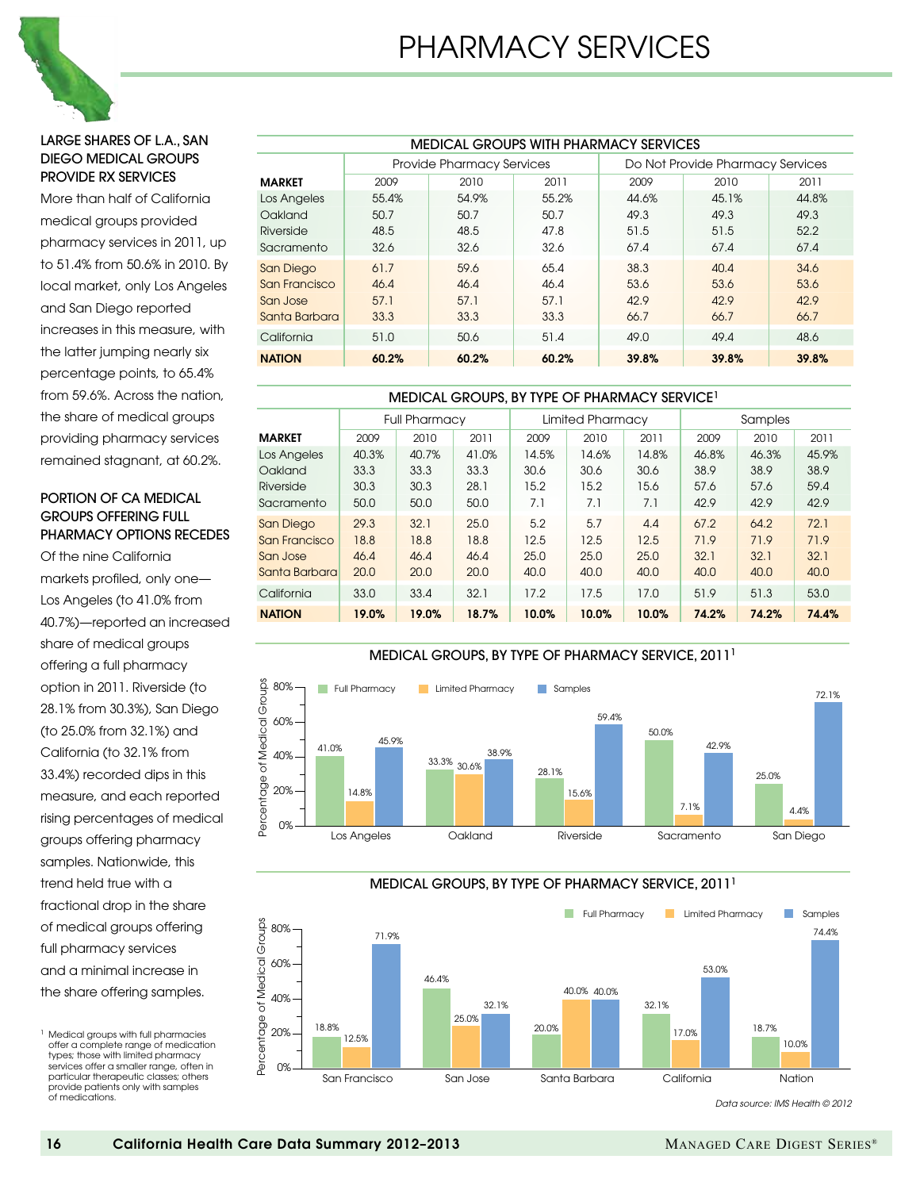# PHARMACY SERVICES

### LARGE SHARES OF L.A., SAN DIEGO MEDICAL GROUPS PROVIDE RX SERVICES

More than half of California medical groups provided pharmacy services in 2011, up to 51.4% from 50.6% in 2010. By local market, only Los Angeles and San Diego reported increases in this measure, with the latter jumping nearly six percentage points, to 65.4% from 59.6%. Across the nation, the share of medical groups providing pharmacy services remained stagnant, at 60.2%.

### PORTION OF CA MEDICAL GROUPS OFFERING FULL PHARMACY OPTIONS RECEDES

Of the nine California markets profiled, only one—Los Angeles (to 41.0% from 40.7%)—reported an increased share of medical groups offering a full pharmacy option in 2011. Riverside (to 28.1% from 30.3%), San Diego (to 25.0% from 32.1%) and California (to 32.1% from 33.4%) recorded dips in this measure, and each reported rising percentages of medical groups offering pharmacy samples. Nationwide, this trend held true with a fractional drop in the share of medical groups offering full pharmacy services and a minimal increase in the share offering samples.

[1] Medical groups with full pharmacies offer a complete range of medication types; those with limited pharmacy services offer a smaller range, often in particular therapeutic classes; others provide patients only with samples of medications.

**MEDICAL GROUPS WITH PHARMACY SERVICES**

| | Provide Pharmacy Services | | | Do Not Provide Pharmacy Services | | |
|---|---|---|---|---|---|---|
| **MARKET** | 2009 | 2010 | 2011 | 2009 | 2010 | 2011 |
| Los Angeles | 55.4% | 54.9% | 55.2% | 44.6% | 45.1% | 44.8% |
| Oakland | 50.7 | 50.7 | 50.7 | 49.3 | 49.3 | 49.3 |
| Riverside | 48.5 | 48.5 | 47.8 | 51.5 | 51.5 | 52.2 |
| Sacramento | 32.6 | 32.6 | 32.6 | 67.4 | 67.4 | 67.4 |
| San Diego | 61.7 | 59.6 | 65.4 | 38.3 | 40.4 | 34.6 |
| San Francisco | 46.4 | 46.4 | 46.4 | 53.6 | 53.6 | 53.6 |
| San Jose | 57.1 | 57.1 | 57.1 | 42.9 | 42.9 | 42.9 |
| Santa Barbara | 33.3 | 33.3 | 33.3 | 66.7 | 66.7 | 66.7 |
| California | 51.0 | 50.6 | 51.4 | 49.0 | 49.4 | 48.6 |
| **NATION** | **60.2%** | **60.2%** | **60.2%** | **39.8%** | **39.8%** | **39.8%** |

**MEDICAL GROUPS, BY TYPE OF PHARMACY SERVICE[1]**

| | Full Pharmacy | | | Limited Pharmacy | | | Samples | | |
|---|---|---|---|---|---|---|---|---|---|
| **MARKET** | 2009 | 2010 | 2011 | 2009 | 2010 | 2011 | 2009 | 2010 | 2011 |
| Los Angeles | 40.3% | 40.7% | 41.0% | 14.5% | 14.6% | 14.8% | 46.8% | 46.3% | 45.9% |
| Oakland | 33.3 | 33.3 | 33.3 | 30.6 | 30.6 | 30.6 | 38.9 | 38.9 | 38.9 |
| Riverside | 30.3 | 30.3 | 28.1 | 15.2 | 15.2 | 15.6 | 57.6 | 57.6 | 59.4 |
| Sacramento | 50.0 | 50.0 | 50.0 | 7.1 | 7.1 | 7.1 | 42.9 | 42.9 | 42.9 |
| San Diego | 29.3 | 32.1 | 25.0 | 5.2 | 5.7 | 4.4 | 67.2 | 64.2 | 72.1 |
| San Francisco | 18.8 | 18.8 | 18.8 | 12.5 | 12.5 | 12.5 | 71.9 | 71.9 | 71.9 |
| San Jose | 46.4 | 46.4 | 46.4 | 25.0 | 25.0 | 25.0 | 32.1 | 32.1 | 32.1 |
| Santa Barbara | 20.0 | 20.0 | 20.0 | 40.0 | 40.0 | 40.0 | 40.0 | 40.0 | 40.0 |
| California | 33.0 | 33.4 | 32.1 | 17.2 | 17.5 | 17.0 | 51.9 | 51.3 | 53.0 |
| **NATION** | **19.0%** | **19.0%** | **18.7%** | **10.0%** | **10.0%** | **10.0%** | **74.2%** | **74.2%** | **74.4%** |

**MEDICAL GROUPS, BY TYPE OF PHARMACY SERVICE, 2011[1]**

| Market | Full Pharmacy | Limited Pharmacy | Samples |
|---|---|---|---|
| Los Angeles | 41.0% | 14.8% | 45.9% |
| Oakland | 33.3% | 30.6% | 38.9% |
| Riverside | 28.1% | 15.6% | 59.4% |
| Sacramento | 50.0% | 7.1% | 42.9% |
| San Diego | 25.0% | 4.4% | 72.1% |

**MEDICAL GROUPS, BY TYPE OF PHARMACY SERVICE, 2011[1]**

| Market | Full Pharmacy | Limited Pharmacy | Samples |
|---|---|---|---|
| San Francisco | 18.8% | 12.5% | 71.9% |
| San Jose | 46.4% | 25.0% | 32.1% |
| Santa Barbara | 20.0% | 40.0% | 40.0% |
| California | 32.1% | 17.0% | 53.0% |
| Nation | 18.7% | 10.0% | 74.4% |

*Data source: IMS Health © 2012*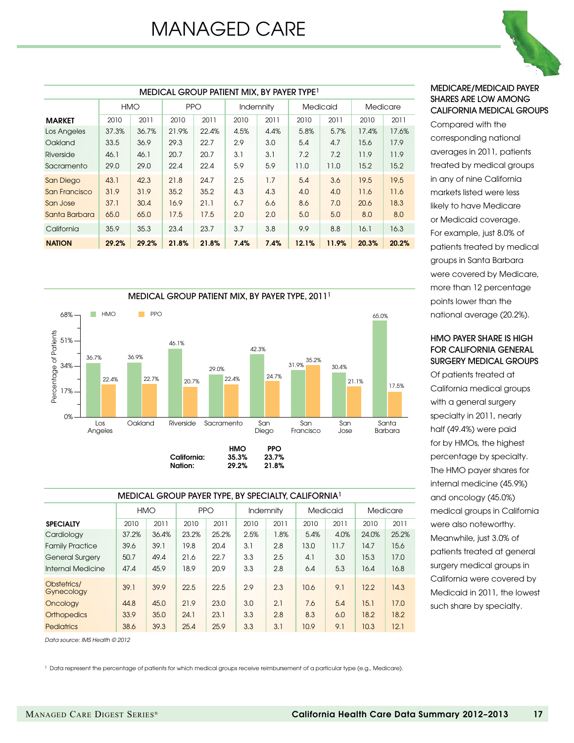# MANAGED CARE

| MEDICAL GROUP PATIENT MIX, BY PAYER TYPE[1] | | | | | | | | | | |
|---|---|---|---|---|---|---|---|---|---|---|
| | HMO | | PPO | | Indemnity | | Medicaid | | Medicare | |
| **MARKET** | 2010 | 2011 | 2010 | 2011 | 2010 | 2011 | 2010 | 2011 | 2010 | 2011 |
| Los Angeles | 37.3% | 36.7% | 21.9% | 22.4% | 4.5% | 4.4% | 5.8% | 5.7% | 17.4% | 17.6% |
| Oakland | 33.5 | 36.9 | 29.3 | 22.7 | 2.9 | 3.0 | 5.4 | 4.7 | 15.6 | 17.9 |
| Riverside | 46.1 | 46.1 | 20.7 | 20.7 | 3.1 | 3.1 | 7.2 | 7.2 | 11.9 | 11.9 |
| Sacramento | 29.0 | 29.0 | 22.4 | 22.4 | 5.9 | 5.9 | 11.0 | 11.0 | 15.2 | 15.2 |
| San Diego | 43.1 | 42.3 | 21.8 | 24.7 | 2.5 | 1.7 | 5.4 | 3.6 | 19.5 | 19.5 |
| San Francisco | 31.9 | 31.9 | 35.2 | 35.2 | 4.3 | 4.3 | 4.0 | 4.0 | 11.6 | 11.6 |
| San Jose | 37.1 | 30.4 | 16.9 | 21.1 | 6.7 | 6.6 | 8.6 | 7.0 | 20.6 | 18.3 |
| Santa Barbara | 65.0 | 65.0 | 17.5 | 17.5 | 2.0 | 2.0 | 5.0 | 5.0 | 8.0 | 8.0 |
| California | 35.9 | 35.3 | 23.4 | 23.7 | 3.7 | 3.8 | 9.9 | 8.8 | 16.1 | 16.3 |
| **NATION** | **29.2%** | **29.2%** | **21.8%** | **21.8%** | **7.4%** | **7.4%** | **12.1%** | **11.9%** | **20.3%** | **20.2%** |

MEDICAL GROUP PATIENT MIX, BY PAYER TYPE, 2011[1]

| Market | HMO | PPO |
|---|---|---|
| Los Angeles | 36.7% | 22.4% |
| Oakland | 36.9% | 22.7% |
| Riverside | 46.1% | 20.7% |
| Sacramento | 29.0% | 22.4% |
| San Diego | 42.3% | 24.7% |
| San Francisco | 31.9% | 35.2% |
| San Jose | 30.4% | 21.1% |
| Santa Barbara | 65.0% | 17.5% |

| | HMO | PPO |
|---|---|---|
| **California:** | **35.3%** | **23.7%** |
| **Nation:** | **29.2%** | **21.8%** |

| MEDICAL GROUP PAYER TYPE, BY SPECIALTY, CALIFORNIA[1] | | | | | | | | | | |
|---|---|---|---|---|---|---|---|---|---|---|
| | HMO | | PPO | | Indemnity | | Medicaid | | Medicare | |
| **SPECIALTY** | 2010 | 2011 | 2010 | 2011 | 2010 | 2011 | 2010 | 2011 | 2010 | 2011 |
| Cardiology | 37.2% | 36.4% | 23.2% | 25.2% | 2.5% | 1.8% | 5.4% | 4.0% | 24.0% | 25.2% |
| Family Practice | 39.6 | 39.1 | 19.8 | 20.4 | 3.1 | 2.8 | 13.0 | 11.7 | 14.7 | 15.6 |
| General Surgery | 50.7 | 49.4 | 21.6 | 22.7 | 3.3 | 2.5 | 4.1 | 3.0 | 15.3 | 17.0 |
| Internal Medicine | 47.4 | 45.9 | 18.9 | 20.9 | 3.3 | 2.8 | 6.4 | 5.3 | 16.4 | 16.8 |
| Obstetrics/ Gynecology | 39.1 | 39.9 | 22.5 | 22.5 | 2.9 | 2.3 | 10.6 | 9.1 | 12.2 | 14.3 |
| Oncology | 44.8 | 45.0 | 21.9 | 23.0 | 3.0 | 2.1 | 7.6 | 5.4 | 15.1 | 17.0 |
| Orthopedics | 33.9 | 35.0 | 24.1 | 23.1 | 3.3 | 2.8 | 8.3 | 6.0 | 18.2 | 18.2 |
| Pediatrics | 38.6 | 39.3 | 25.4 | 25.9 | 3.3 | 3.1 | 10.9 | 9.1 | 10.3 | 12.1 |

*Data source: IMS Health © 2012*

### MEDICARE/MEDICAID PAYER SHARES ARE LOW AMONG CALIFORNIA MEDICAL GROUPS

Compared with the corresponding national averages in 2011, patients treated by medical groups in any of nine California markets listed were less likely to have Medicare or Medicaid coverage. For example, just 8.0% of patients treated by medical groups in Santa Barbara were covered by Medicare, more than 12 percentage points lower than the national average (20.2%).

### HMO PAYER SHARE IS HIGH FOR CALIFORNIA GENERAL SURGERY MEDICAL GROUPS

Of patients treated at California medical groups with a general surgery specialty in 2011, nearly half (49.4%) were paid for by HMOs, the highest percentage by specialty. The HMO payer shares for internal medicine (45.9%) and oncology (45.0%) medical groups in California were also noteworthy. Meanwhile, just 3.0% of patients treated at general surgery medical groups in California were covered by Medicaid in 2011, the lowest such share by specialty.

[1] Data represent the percentage of patients for which medical groups receive reimbursement of a particular type (e.g., Medicare).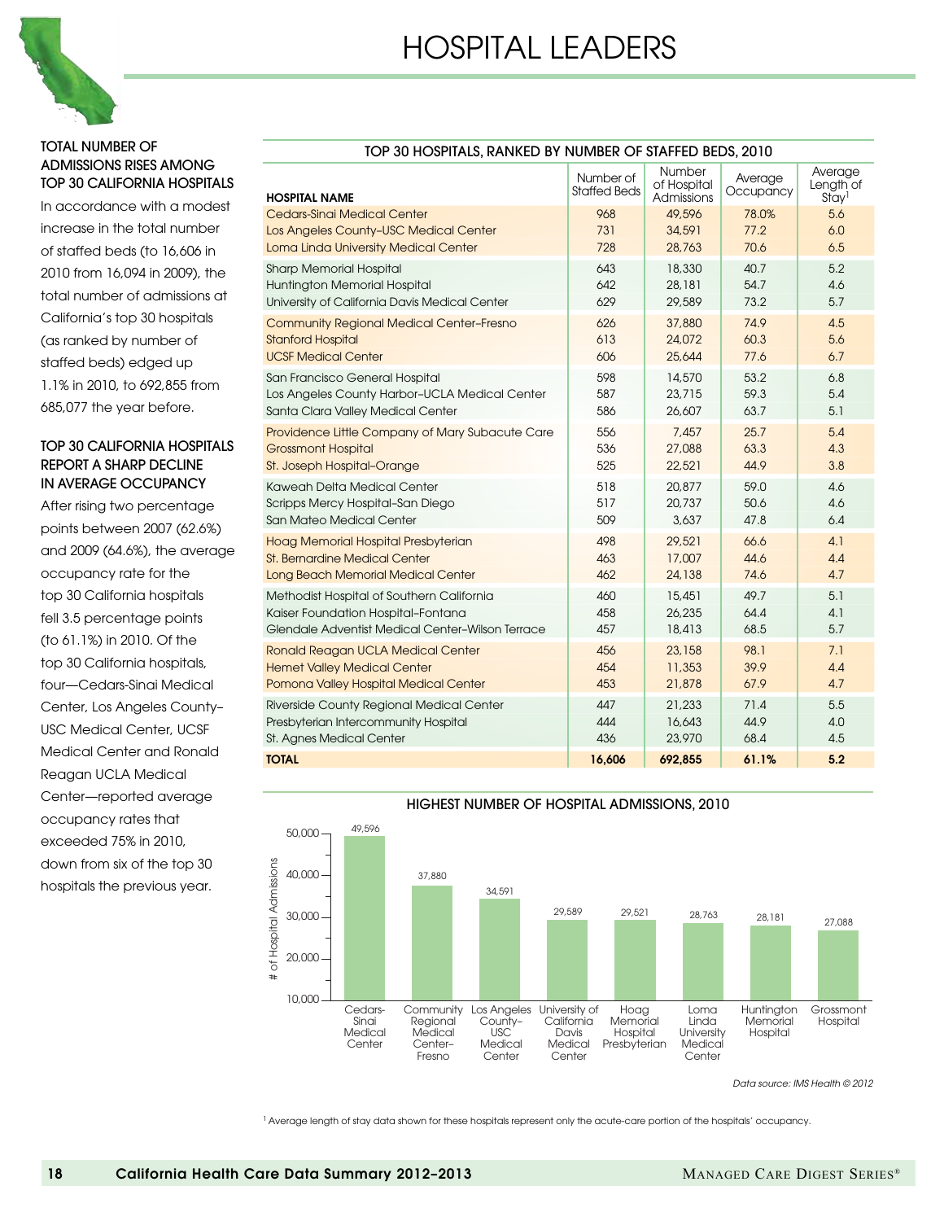# HOSPITAL LEADERS

### TOTAL NUMBER OF ADMISSIONS RISES AMONG TOP 30 CALIFORNIA HOSPITALS

In accordance with a modest increase in the total number of staffed beds (to 16,606 in 2010 from 16,094 in 2009), the total number of admissions at California's top 30 hospitals (as ranked by number of staffed beds) edged up 1.1% in 2010, to 692,855 from 685,077 the year before.

### TOP 30 CALIFORNIA HOSPITALS REPORT A SHARP DECLINE IN AVERAGE OCCUPANCY

After rising two percentage points between 2007 (62.6%) and 2009 (64.6%), the average occupancy rate for the top 30 California hospitals fell 3.5 percentage points (to 61.1%) in 2010. Of the top 30 California hospitals, four—Cedars-Sinai Medical Center, Los Angeles County–USC Medical Center, UCSF Medical Center and Ronald Reagan UCLA Medical Center—reported average occupancy rates that exceeded 75% in 2010, down from six of the top 30 hospitals the previous year.

### TOP 30 HOSPITALS, RANKED BY NUMBER OF STAFFED BEDS, 2010

| HOSPITAL NAME | Number of Staffed Beds | Number of Hospital Admissions | Average Occupancy | Average Length of Stay[1] |
|---|---|---|---|---|
| Cedars-Sinai Medical Center | 968 | 49,596 | 78.0% | 5.6 |
| Los Angeles County–USC Medical Center | 731 | 34,591 | 77.2 | 6.0 |
| Loma Linda University Medical Center | 728 | 28,763 | 70.6 | 6.5 |
| Sharp Memorial Hospital | 643 | 18,330 | 40.7 | 5.2 |
| Huntington Memorial Hospital | 642 | 28,181 | 54.7 | 4.6 |
| University of California Davis Medical Center | 629 | 29,589 | 73.2 | 5.7 |
| Community Regional Medical Center–Fresno | 626 | 37,880 | 74.9 | 4.5 |
| Stanford Hospital | 613 | 24,072 | 60.3 | 5.6 |
| UCSF Medical Center | 606 | 25,644 | 77.6 | 6.7 |
| San Francisco General Hospital | 598 | 14,570 | 53.2 | 6.8 |
| Los Angeles County Harbor–UCLA Medical Center | 587 | 23,715 | 59.3 | 5.4 |
| Santa Clara Valley Medical Center | 586 | 26,607 | 63.7 | 5.1 |
| Providence Little Company of Mary Subacute Care | 556 | 7,457 | 25.7 | 5.4 |
| Grossmont Hospital | 536 | 27,088 | 63.3 | 4.3 |
| St. Joseph Hospital–Orange | 525 | 22,521 | 44.9 | 3.8 |
| Kaweah Delta Medical Center | 518 | 20,877 | 59.0 | 4.6 |
| Scripps Mercy Hospital–San Diego | 517 | 20,737 | 50.6 | 4.6 |
| San Mateo Medical Center | 509 | 3,637 | 47.8 | 6.4 |
| Hoag Memorial Hospital Presbyterian | 498 | 29,521 | 66.6 | 4.1 |
| St. Bernardine Medical Center | 463 | 17,007 | 44.6 | 4.4 |
| Long Beach Memorial Medical Center | 462 | 24,138 | 74.6 | 4.7 |
| Methodist Hospital of Southern California | 460 | 15,451 | 49.7 | 5.1 |
| Kaiser Foundation Hospital–Fontana | 458 | 26,235 | 64.4 | 4.1 |
| Glendale Adventist Medical Center–Wilson Terrace | 457 | 18,413 | 68.5 | 5.7 |
| Ronald Reagan UCLA Medical Center | 456 | 23,158 | 98.1 | 7.1 |
| Hemet Valley Medical Center | 454 | 11,353 | 39.9 | 4.4 |
| Pomona Valley Hospital Medical Center | 453 | 21,878 | 67.9 | 4.7 |
| Riverside County Regional Medical Center | 447 | 21,233 | 71.4 | 5.5 |
| Presbyterian Intercommunity Hospital | 444 | 16,643 | 44.9 | 4.0 |
| St. Agnes Medical Center | 436 | 23,970 | 68.4 | 4.5 |
| **TOTAL** | **16,606** | **692,855** | **61.1%** | **5.2** |

### HIGHEST NUMBER OF HOSPITAL ADMISSIONS, 2010

| Hospital | # of Hospital Admissions |
|---|---|
| Cedars-Sinai Medical Center | 49,596 |
| Community Regional Medical Center–Fresno | 37,880 |
| Los Angeles County–USC Medical Center | 34,591 |
| University of California Davis Medical Center | 29,589 |
| Hoag Memorial Hospital Presbyterian | 29,521 |
| Loma Linda University Medical Center | 28,763 |
| Huntington Memorial Hospital | 28,181 |
| Grossmont Hospital | 27,088 |

*Data source: IMS Health © 2012*

[1] Average length of stay data shown for these hospitals represent only the acute-care portion of the hospitals' occupancy.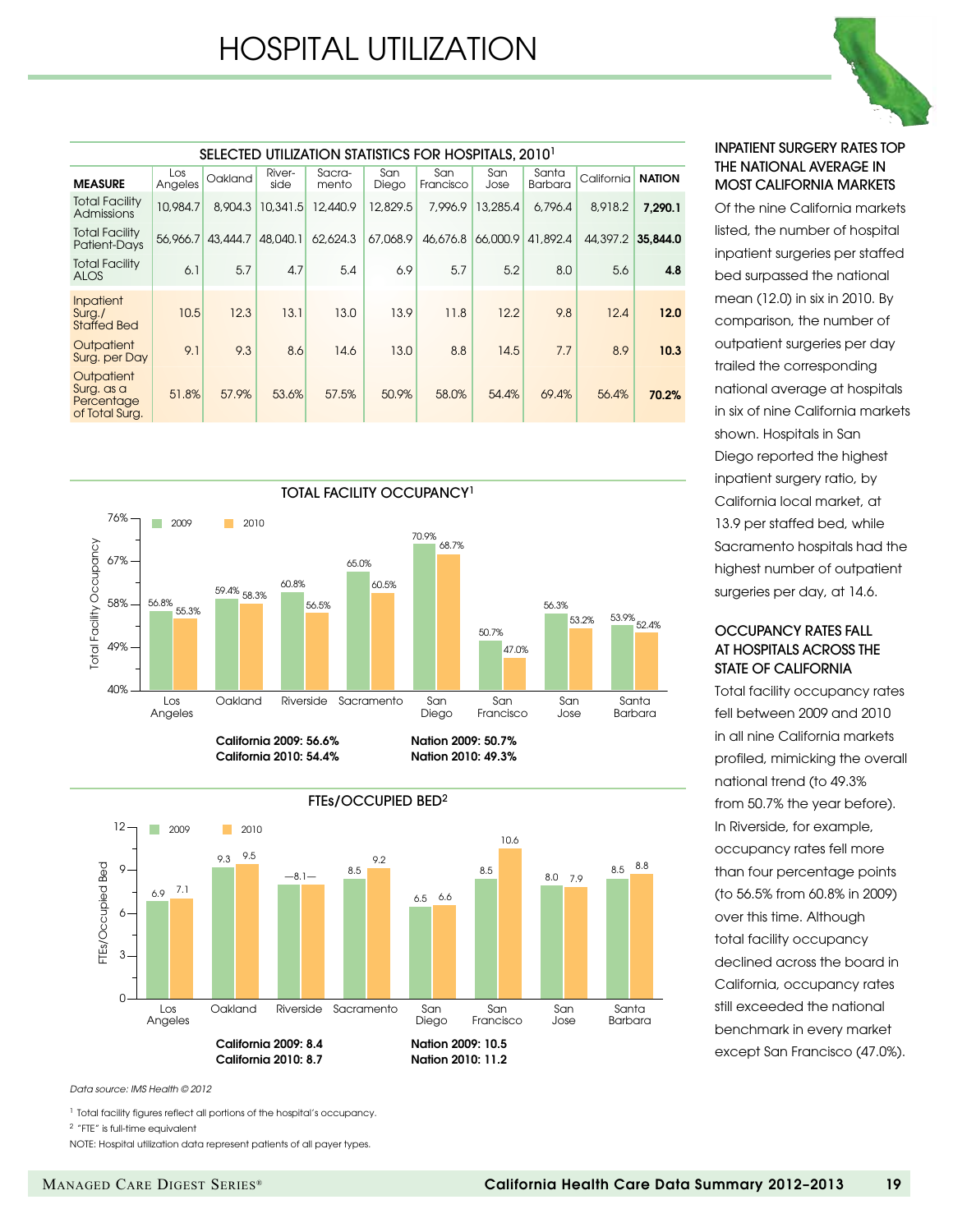# HOSPITAL UTILIZATION

### SELECTED UTILIZATION STATISTICS FOR HOSPITALS, 2010[1]

| MEASURE | Los Angeles | Oakland | Riverside | Sacramento | San Diego | San Francisco | San Jose | Santa Barbara | California | NATION |
|---|---|---|---|---|---|---|---|---|---|---|
| Total Facility Admissions | 10,984.7 | 8,904.3 | 10,341.5 | 12,440.9 | 12,829.5 | 7,996.9 | 13,285.4 | 6,796.4 | 8,918.2 | **7,290.1** |
| Total Facility Patient-Days | 56,966.7 | 43,444.7 | 48,040.1 | 62,624.3 | 67,068.9 | 46,676.8 | 66,000.9 | 41,892.4 | 44,397.2 | **35,844.0** |
| Total Facility ALOS | 6.1 | 5.7 | 4.7 | 5.4 | 6.9 | 5.7 | 5.2 | 8.0 | 5.6 | **4.8** |
| Inpatient Surg./ Staffed Bed | 10.5 | 12.3 | 13.1 | 13.0 | 13.9 | 11.8 | 12.2 | 9.8 | 12.4 | **12.0** |
| Outpatient Surg. per Day | 9.1 | 9.3 | 8.6 | 14.6 | 13.0 | 8.8 | 14.5 | 7.7 | 8.9 | **10.3** |
| Outpatient Surg. as a Percentage of Total Surg. | 51.8% | 57.9% | 53.6% | 57.5% | 50.9% | 58.0% | 54.4% | 69.4% | 56.4% | **70.2%** |

### TOTAL FACILITY OCCUPANCY[1]

| | Los Angeles | Oakland | Riverside | Sacramento | San Diego | San Francisco | San Jose | Santa Barbara |
|---|---|---|---|---|---|---|---|---|
| 2009 | 56.8% | 59.4% | 60.8% | 65.0% | 70.9% | 50.7% | 56.3% | 53.9% |
| 2010 | 55.3% | 58.3% | 56.5% | 60.5% | 68.7% | 47.0% | 53.2% | 52.4% |

**California 2009: 56.6%**
**California 2010: 54.4%**

**Nation 2009: 50.7%**
**Nation 2010: 49.3%**

### FTEs/OCCUPIED BED[2]

| | Los Angeles | Oakland | Riverside | Sacramento | San Diego | San Francisco | San Jose | Santa Barbara |
|---|---|---|---|---|---|---|---|---|
| 2009 | 6.9 | 9.3 | 8.1 | 8.5 | 6.5 | 8.5 | 8.0 | 8.5 |
| 2010 | 7.1 | 9.5 | 8.1 | 9.2 | 6.6 | 10.6 | 7.9 | 8.8 |

**California 2009: 8.4**
**California 2010: 8.7**

**Nation 2009: 10.5**
**Nation 2010: 11.2**

*Data source: IMS Health © 2012*

[1] Total facility figures reflect all portions of the hospital's occupancy.
[2] "FTE" is full-time equivalent

NOTE: Hospital utilization data represent patients of all payer types.

## INPATIENT SURGERY RATES TOP THE NATIONAL AVERAGE IN MOST CALIFORNIA MARKETS

Of the nine California markets listed, the number of hospital inpatient surgeries per staffed bed surpassed the national mean (12.0) in six in 2010. By comparison, the number of outpatient surgeries per day trailed the corresponding national average at hospitals in six of nine California markets shown. Hospitals in San Diego reported the highest inpatient surgery ratio, by California local market, at 13.9 per staffed bed, while Sacramento hospitals had the highest number of outpatient surgeries per day, at 14.6.

## OCCUPANCY RATES FALL AT HOSPITALS ACROSS THE STATE OF CALIFORNIA

Total facility occupancy rates fell between 2009 and 2010 in all nine California markets profiled, mimicking the overall national trend (to 49.3% from 50.7% the year before). In Riverside, for example, occupancy rates fell more than four percentage points (to 56.5% from 60.8% in 2009) over this time. Although total facility occupancy declined across the board in California, occupancy rates still exceeded the national benchmark in every market except San Francisco (47.0%).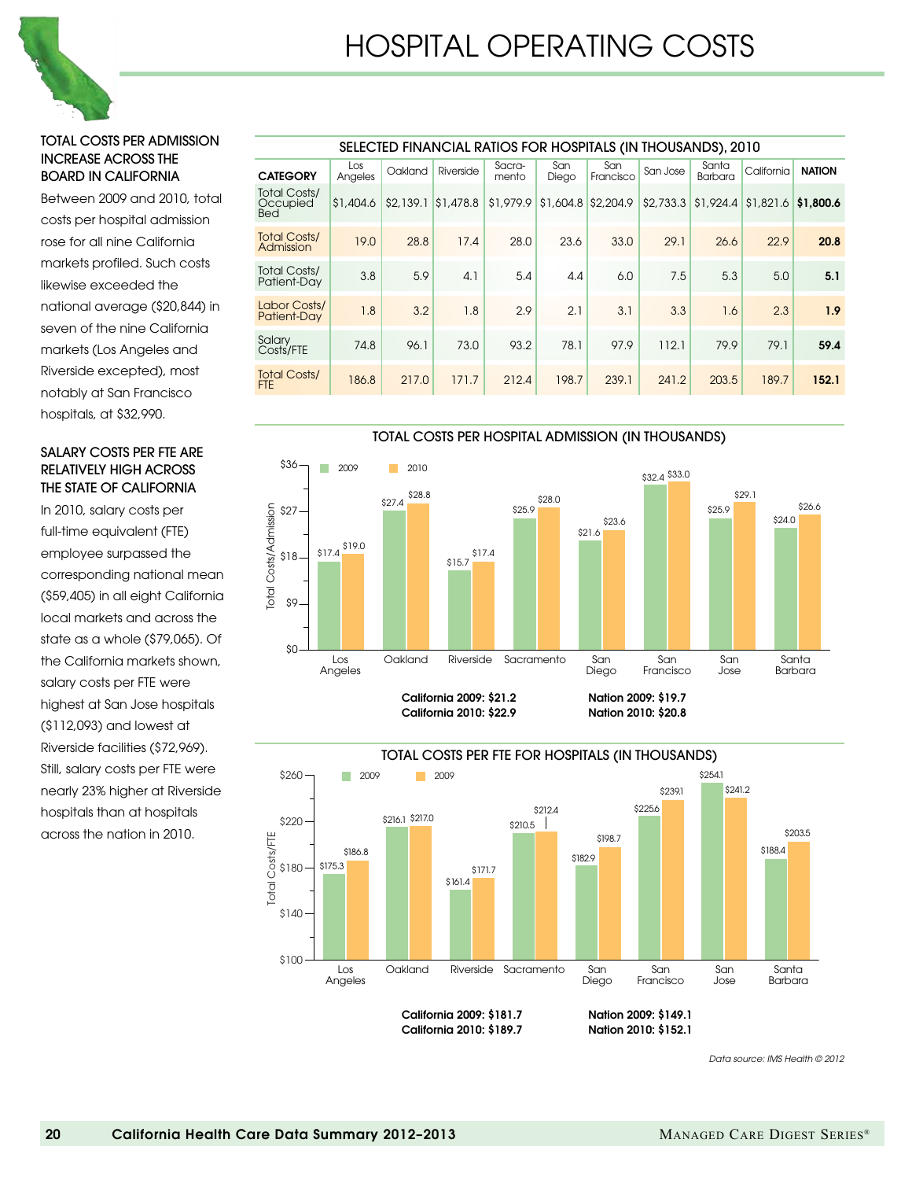# HOSPITAL OPERATING COSTS

### TOTAL COSTS PER ADMISSION INCREASE ACROSS THE BOARD IN CALIFORNIA

Between 2009 and 2010, total costs per hospital admission rose for all nine California markets profiled. Such costs likewise exceeded the national average ($20,844) in seven of the nine California markets (Los Angeles and Riverside excepted), most notably at San Francisco hospitals, at $32,990.

### SALARY COSTS PER FTE ARE RELATIVELY HIGH ACROSS THE STATE OF CALIFORNIA

In 2010, salary costs per full-time equivalent (FTE) employee surpassed the corresponding national mean ($59,405) in all eight California local markets and across the state as a whole ($79,065). Of the California markets shown, salary costs per FTE were highest at San Jose hospitals ($112,093) and lowest at Riverside facilities ($72,969). Still, salary costs per FTE were nearly 23% higher at Riverside hospitals than at hospitals across the nation in 2010.

**SELECTED FINANCIAL RATIOS FOR HOSPITALS (IN THOUSANDS), 2010**

| CATEGORY | Los Angeles | Oakland | Riverside | Sacramento | San Diego | San Francisco | San Jose | Santa Barbara | California | NATION |
|---|---|---|---|---|---|---|---|---|---|---|
| Total Costs/ Occupied Bed | $1,404.6 | $2,139.1 | $1,478.8 | $1,979.9 | $1,604.8 | $2,204.9 | $2,733.3 | $1,924.4 | $1,821.6 | **$1,800.6** |
| Total Costs/ Admission | 19.0 | 28.8 | 17.4 | 28.0 | 23.6 | 33.0 | 29.1 | 26.6 | 22.9 | **20.8** |
| Total Costs/ Patient-Day | 3.8 | 5.9 | 4.1 | 5.4 | 4.4 | 6.0 | 7.5 | 5.3 | 5.0 | **5.1** |
| Labor Costs/ Patient-Day | 1.8 | 3.2 | 1.8 | 2.9 | 2.1 | 3.1 | 3.3 | 1.6 | 2.3 | **1.9** |
| Salary Costs/FTE | 74.8 | 96.1 | 73.0 | 93.2 | 78.1 | 97.9 | 112.1 | 79.9 | 79.1 | **59.4** |
| Total Costs/ FTE | 186.8 | 217.0 | 171.7 | 212.4 | 198.7 | 239.1 | 241.2 | 203.5 | 189.7 | **152.1** |

**TOTAL COSTS PER HOSPITAL ADMISSION (IN THOUSANDS)**

| Market | 2009 | 2010 |
|---|---|---|
| Los Angeles | $17.4 | $19.0 |
| Oakland | $27.4 | $28.8 |
| Riverside | $15.7 | $17.4 |
| Sacramento | $25.9 | $28.0 |
| San Diego | $21.6 | $23.6 |
| San Francisco | $32.4 | $33.0 |
| San Jose | $25.9 | $29.1 |
| Santa Barbara | $24.0 | $26.6 |

**California 2009: $21.2**
**California 2010: $22.9**
**Nation 2009: $19.7**
**Nation 2010: $20.8**

**TOTAL COSTS PER FTE FOR HOSPITALS (IN THOUSANDS)**

| Market | 2009 | 2010 |
|---|---|---|
| Los Angeles | $175.3 | $186.8 |
| Oakland | $216.1 | $217.0 |
| Riverside | $161.4 | $171.7 |
| Sacramento | $210.5 | $212.4 |
| San Diego | $182.9 | $198.7 |
| San Francisco | $225.6 | $239.1 |
| San Jose | $254.1 | $241.2 |
| Santa Barbara | $188.4 | $203.5 |

**California 2009: $181.7**
**California 2010: $189.7**
**Nation 2009: $149.1**
**Nation 2010: $152.1**

*Data source: IMS Health © 2012*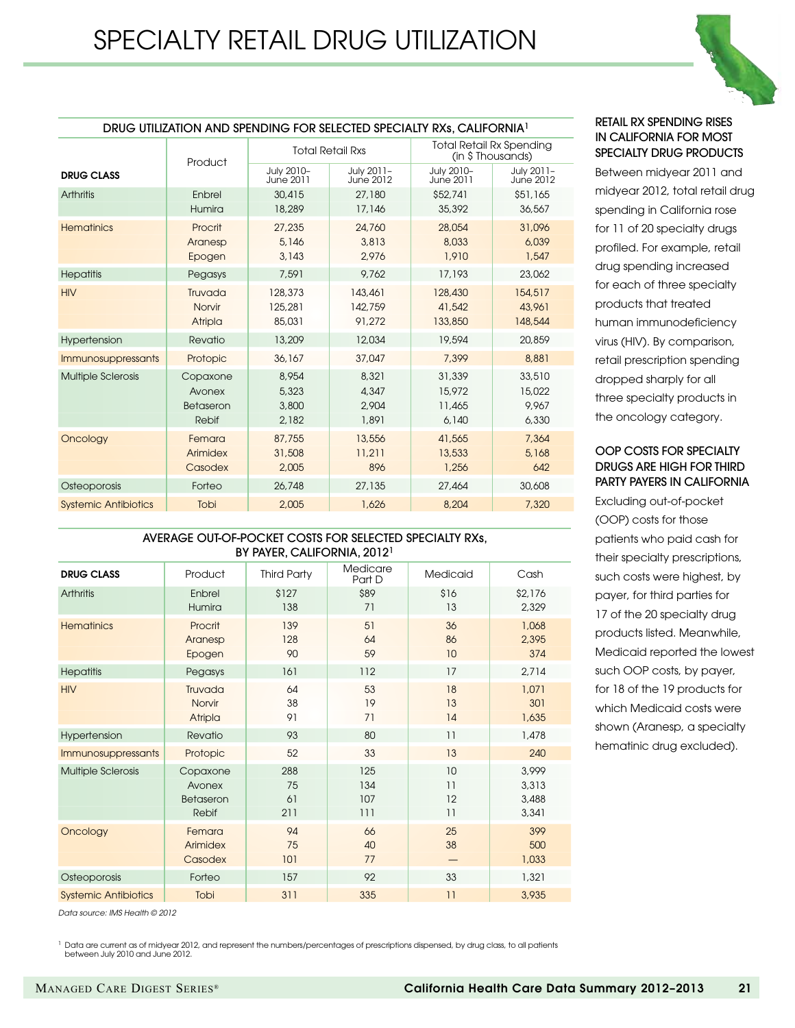# SPECIALTY RETAIL DRUG UTILIZATION

DRUG UTILIZATION AND SPENDING FOR SELECTED SPECIALTY RXs, CALIFORNIA[1]

| DRUG CLASS | Product | Total Retail Rxs | | Total Retail Rx Spending (in $ Thousands) | |
|---|---|---|---|---|---|
| | | July 2010–June 2011 | July 2011–June 2012 | July 2010–June 2011 | July 2011–June 2012 |
| Arthritis | Enbrel | 30,415 | 27,180 | $52,741 | $51,165 |
| | Humira | 18,289 | 17,146 | 35,392 | 36,567 |
| Hematinics | Procrit | 27,235 | 24,760 | 28,054 | 31,096 |
| | Aranesp | 5,146 | 3,813 | 8,033 | 6,039 |
| | Epogen | 3,143 | 2,976 | 1,910 | 1,547 |
| Hepatitis | Pegasys | 7,591 | 9,762 | 17,193 | 23,062 |
| HIV | Truvada | 128,373 | 143,461 | 128,430 | 154,517 |
| | Norvir | 125,281 | 142,759 | 41,542 | 43,961 |
| | Atripla | 85,031 | 91,272 | 133,850 | 148,544 |
| Hypertension | Revatio | 13,209 | 12,034 | 19,594 | 20,859 |
| Immunosuppressants | Protopic | 36,167 | 37,047 | 7,399 | 8,881 |
| Multiple Sclerosis | Copaxone | 8,954 | 8,321 | 31,339 | 33,510 |
| | Avonex | 5,323 | 4,347 | 15,972 | 15,022 |
| | Betaseron | 3,800 | 2,904 | 11,465 | 9,967 |
| | Rebif | 2,182 | 1,891 | 6,140 | 6,330 |
| Oncology | Femara | 87,755 | 13,556 | 41,565 | 7,364 |
| | Arimidex | 31,508 | 11,211 | 13,533 | 5,168 |
| | Casodex | 2,005 | 896 | 1,256 | 642 |
| Osteoporosis | Forteo | 26,748 | 27,135 | 27,464 | 30,608 |
| Systemic Antibiotics | Tobi | 2,005 | 1,626 | 8,204 | 7,320 |

AVERAGE OUT-OF-POCKET COSTS FOR SELECTED SPECIALTY RXs, BY PAYER, CALIFORNIA, 2012[1]

| DRUG CLASS | Product | Third Party | Medicare Part D | Medicaid | Cash |
|---|---|---|---|---|---|
| Arthritis | Enbrel | $127 | $89 | $16 | $2,176 |
| | Humira | 138 | 71 | 13 | 2,329 |
| Hematinics | Procrit | 139 | 51 | 36 | 1,068 |
| | Aranesp | 128 | 64 | 86 | 2,395 |
| | Epogen | 90 | 59 | 10 | 374 |
| Hepatitis | Pegasys | 161 | 112 | 17 | 2,714 |
| HIV | Truvada | 64 | 53 | 18 | 1,071 |
| | Norvir | 38 | 19 | 13 | 301 |
| | Atripla | 91 | 71 | 14 | 1,635 |
| Hypertension | Revatio | 93 | 80 | 11 | 1,478 |
| Immunosuppressants | Protopic | 52 | 33 | 13 | 240 |
| Multiple Sclerosis | Copaxone | 288 | 125 | 10 | 3,999 |
| | Avonex | 75 | 134 | 11 | 3,313 |
| | Betaseron | 61 | 107 | 12 | 3,488 |
| | Rebif | 211 | 111 | 11 | 3,341 |
| Oncology | Femara | 94 | 66 | 25 | 399 |
| | Arimidex | 75 | 40 | 38 | 500 |
| | Casodex | 101 | 77 | — | 1,033 |
| Osteoporosis | Forteo | 157 | 92 | 33 | 1,321 |
| Systemic Antibiotics | Tobi | 311 | 335 | 11 | 3,935 |

*Data source: IMS Health © 2012*

[1] Data are current as of midyear 2012, and represent the numbers/percentages of prescriptions dispensed, by drug class, to all patients between July 2010 and June 2012.

## RETAIL RX SPENDING RISES IN CALIFORNIA FOR MOST SPECIALTY DRUG PRODUCTS

Between midyear 2011 and midyear 2012, total retail drug spending in California rose for 11 of 20 specialty drugs profiled. For example, retail drug spending increased for each of three specialty products that treated human immunodeficiency virus (HIV). By comparison, retail prescription spending dropped sharply for all three specialty products in the oncology category.

## OOP COSTS FOR SPECIALTY DRUGS ARE HIGH FOR THIRD PARTY PAYERS IN CALIFORNIA

Excluding out-of-pocket (OOP) costs for those patients who paid cash for their specialty prescriptions, such costs were highest, by payer, for third parties for 17 of the 20 specialty drug products listed. Meanwhile, Medicaid reported the lowest such OOP costs, by payer, for 18 of the 19 products for which Medicaid costs were shown (Aranesp, a specialty hematinic drug excluded).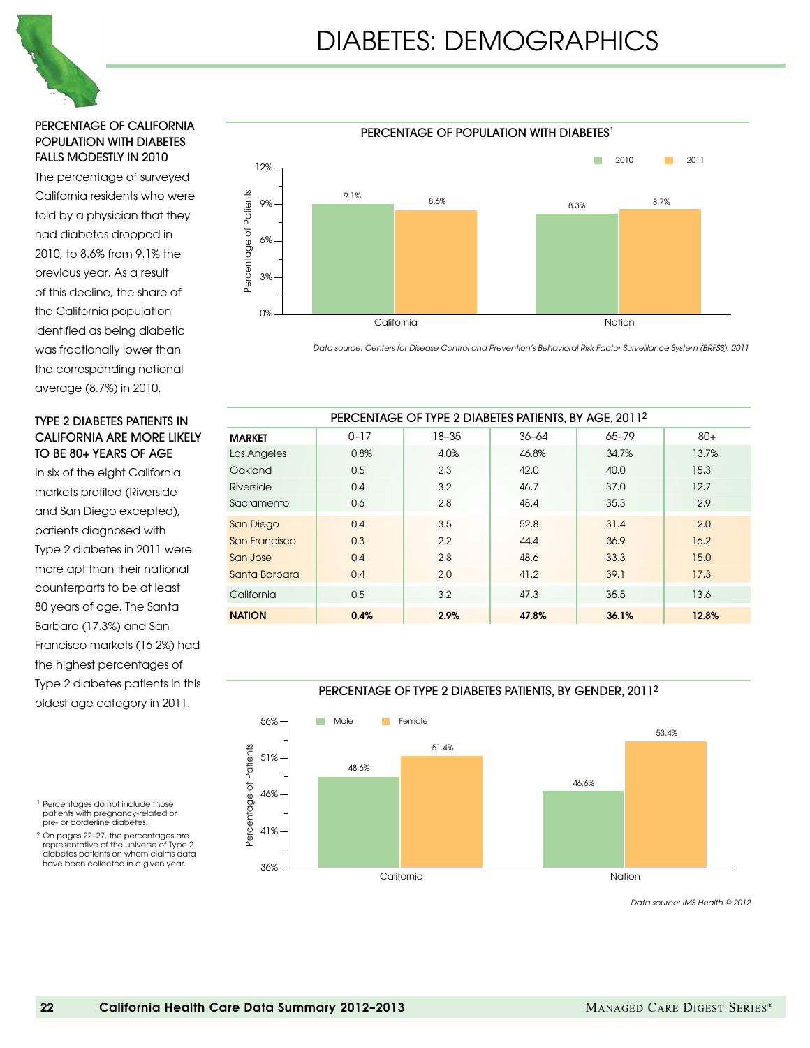# DIABETES: DEMOGRAPHICS

### PERCENTAGE OF CALIFORNIA POPULATION WITH DIABETES FALLS MODESTLY IN 2010

The percentage of surveyed California residents who were told by a physician that they had diabetes dropped in 2010, to 8.6% from 9.1% the previous year. As a result of this decline, the share of the California population identified as being diabetic was fractionally lower than the corresponding national average (8.7%) in 2010.

### TYPE 2 DIABETES PATIENTS IN CALIFORNIA ARE MORE LIKELY TO BE 80+ YEARS OF AGE

In six of the eight California markets profiled (Riverside and San Diego excepted), patients diagnosed with Type 2 diabetes in 2011 were more apt than their national counterparts to be at least 80 years of age. The Santa Barbara (17.3%) and San Francisco markets (16.2%) had the highest percentages of Type 2 diabetes patients in this oldest age category in 2011.

#### PERCENTAGE OF POPULATION WITH DIABETES[1]

| | 2010 | 2011 |
|---|---|---|
| California | 9.1% | 8.6% |
| Nation | 8.3% | 8.7% |

*Data source: Centers for Disease Control and Prevention's Behavioral Risk Factor Surveillance System (BRFSS), 2011*

#### PERCENTAGE OF TYPE 2 DIABETES PATIENTS, BY AGE, 2011[2]

| MARKET | 0–17 | 18–35 | 36–64 | 65–79 | 80+ |
|---|---|---|---|---|---|
| Los Angeles | 0.8% | 4.0% | 46.8% | 34.7% | 13.7% |
| Oakland | 0.5 | 2.3 | 42.0 | 40.0 | 15.3 |
| Riverside | 0.4 | 3.2 | 46.7 | 37.0 | 12.7 |
| Sacramento | 0.6 | 2.8 | 48.4 | 35.3 | 12.9 |
| San Diego | 0.4 | 3.5 | 52.8 | 31.4 | 12.0 |
| San Francisco | 0.3 | 2.2 | 44.4 | 36.9 | 16.2 |
| San Jose | 0.4 | 2.8 | 48.6 | 33.3 | 15.0 |
| Santa Barbara | 0.4 | 2.0 | 41.2 | 39.1 | 17.3 |
| California | 0.5 | 3.2 | 47.3 | 35.5 | 13.6 |
| **NATION** | **0.4%** | **2.9%** | **47.8%** | **36.1%** | **12.8%** |

#### PERCENTAGE OF TYPE 2 DIABETES PATIENTS, BY GENDER, 2011[2]

| | Male | Female |
|---|---|---|
| California | 48.6% | 51.4% |
| Nation | 46.6% | 53.4% |

*Data source: IMS Health © 2012*

[1] Percentages do not include those patients with pregnancy-related or pre- or borderline diabetes.

[2] On pages 22–27, the percentages are representative of the universe of Type 2 diabetes patients on whom claims data have been collected in a given year.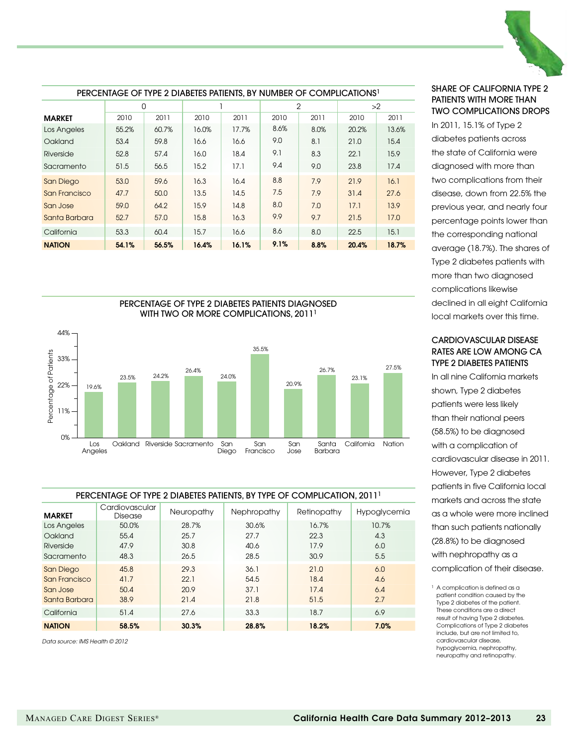### PERCENTAGE OF TYPE 2 DIABETES PATIENTS, BY NUMBER OF COMPLICATIONS[1]

| MARKET | 0 | | 1 | | 2 | | >2 | |
|---|---|---|---|---|---|---|---|---|
| | 2010 | 2011 | 2010 | 2011 | 2010 | 2011 | 2010 | 2011 |
| Los Angeles | 55.2% | 60.7% | 16.0% | 17.7% | 8.6% | 8.0% | 20.2% | 13.6% |
| Oakland | 53.4 | 59.8 | 16.6 | 16.6 | 9.0 | 8.1 | 21.0 | 15.4 |
| Riverside | 52.8 | 57.4 | 16.0 | 18.4 | 9.1 | 8.3 | 22.1 | 15.9 |
| Sacramento | 51.5 | 56.5 | 15.2 | 17.1 | 9.4 | 9.0 | 23.8 | 17.4 |
| San Diego | 53.0 | 59.6 | 16.3 | 16.4 | 8.8 | 7.9 | 21.9 | 16.1 |
| San Francisco | 47.7 | 50.0 | 13.5 | 14.5 | 7.5 | 7.9 | 31.4 | 27.6 |
| San Jose | 59.0 | 64.2 | 15.9 | 14.8 | 8.0 | 7.0 | 17.1 | 13.9 |
| Santa Barbara | 52.7 | 57.0 | 15.8 | 16.3 | 9.9 | 9.7 | 21.5 | 17.0 |
| California | 53.3 | 60.4 | 15.7 | 16.6 | 8.6 | 8.0 | 22.5 | 15.1 |
| **NATION** | **54.1%** | **56.5%** | **16.4%** | **16.1%** | **9.1%** | **8.8%** | **20.4%** | **18.7%** |

### PERCENTAGE OF TYPE 2 DIABETES PATIENTS DIAGNOSED WITH TWO OR MORE COMPLICATIONS, 2011[1]

| Market | Percentage of Patients |
|---|---|
| Los Angeles | 19.6% |
| Oakland | 23.5% |
| Riverside | 24.2% |
| Sacramento | 26.4% |
| San Diego | 24.0% |
| San Francisco | 35.5% |
| San Jose | 20.9% |
| Santa Barbara | 26.7% |
| California | 23.1% |
| Nation | 27.5% |

### PERCENTAGE OF TYPE 2 DIABETES PATIENTS, BY TYPE OF COMPLICATION, 2011[1]

| MARKET | Cardiovascular Disease | Neuropathy | Nephropathy | Retinopathy | Hypoglycemia |
|---|---|---|---|---|---|
| Los Angeles | 50.0% | 28.7% | 30.6% | 16.7% | 10.7% |
| Oakland | 55.4 | 25.7 | 27.7 | 22.3 | 4.3 |
| Riverside | 47.9 | 30.8 | 40.6 | 17.9 | 6.0 |
| Sacramento | 48.3 | 26.5 | 28.5 | 30.9 | 5.5 |
| San Diego | 45.8 | 29.3 | 36.1 | 21.0 | 6.0 |
| San Francisco | 41.7 | 22.1 | 54.5 | 18.4 | 4.6 |
| San Jose | 50.4 | 20.9 | 37.1 | 17.4 | 6.4 |
| Santa Barbara | 38.9 | 21.4 | 21.8 | 51.5 | 2.7 |
| California | 51.4 | 27.6 | 33.3 | 18.7 | 6.9 |
| **NATION** | **58.5%** | **30.3%** | **28.8%** | **18.2%** | **7.0%** |

*Data source: IMS Health © 2012*

### SHARE OF CALIFORNIA TYPE 2 PATIENTS WITH MORE THAN TWO COMPLICATIONS DROPS

In 2011, 15.1% of Type 2 diabetes patients across the state of California were diagnosed with more than two complications from their disease, down from 22.5% the previous year, and nearly four percentage points lower than the corresponding national average (18.7%). The shares of Type 2 diabetes patients with more than two diagnosed complications likewise declined in all eight California local markets over this time.

### CARDIOVASCULAR DISEASE RATES ARE LOW AMONG CA TYPE 2 DIABETES PATIENTS

In all nine California markets shown, Type 2 diabetes patients were less likely than their national peers (58.5%) to be diagnosed with a complication of cardiovascular disease in 2011. However, Type 2 diabetes patients in five California local markets and across the state as a whole were more inclined than such patients nationally (28.8%) to be diagnosed with nephropathy as a complication of their disease.

[1] A complication is defined as a patient condition caused by the Type 2 diabetes of the patient. These conditions are a direct result of having Type 2 diabetes. Complications of Type 2 diabetes include, but are not limited to, cardiovascular disease, hypoglycemia, nephropathy, neuropathy and retinopathy.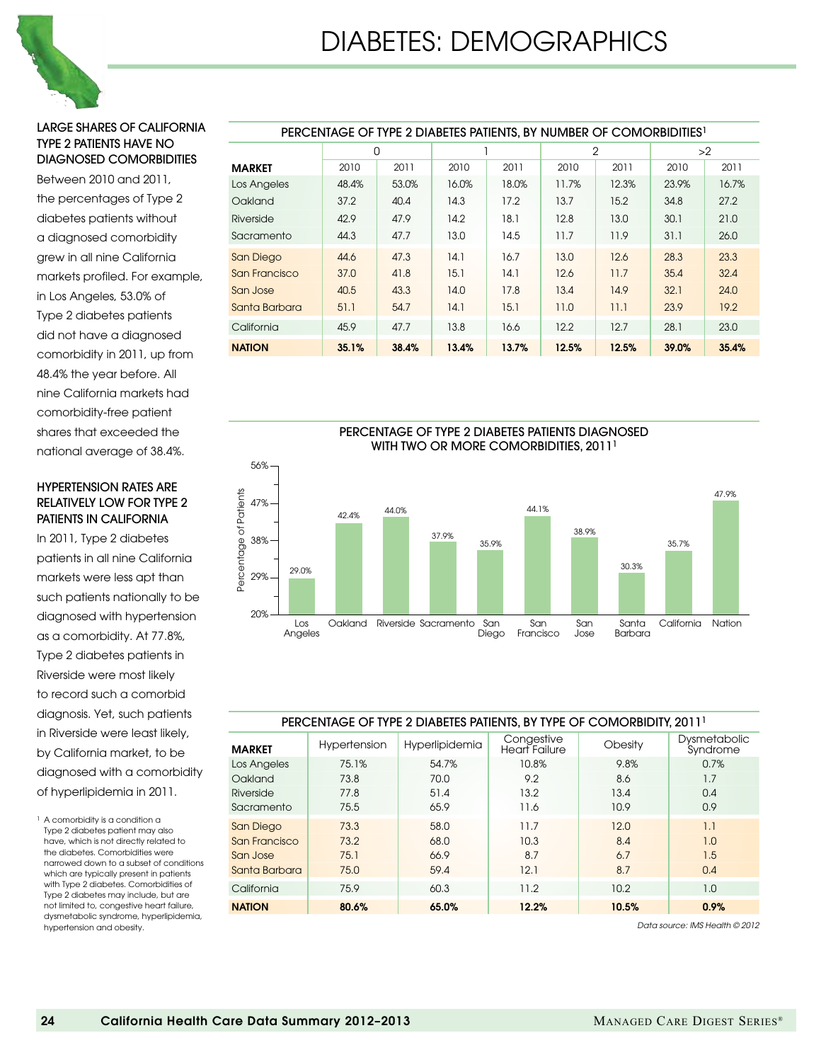# DIABETES: DEMOGRAPHICS

### LARGE SHARES OF CALIFORNIA TYPE 2 PATIENTS HAVE NO DIAGNOSED COMORBIDITIES

Between 2010 and 2011, the percentages of Type 2 diabetes patients without a diagnosed comorbidity grew in all nine California markets profiled. For example, in Los Angeles, 53.0% of Type 2 diabetes patients did not have a diagnosed comorbidity in 2011, up from 48.4% the year before. All nine California markets had comorbidity-free patient shares that exceeded the national average of 38.4%.

### HYPERTENSION RATES ARE RELATIVELY LOW FOR TYPE 2 PATIENTS IN CALIFORNIA

In 2011, Type 2 diabetes patients in all nine California markets were less apt than such patients nationally to be diagnosed with hypertension as a comorbidity. At 77.8%, Type 2 diabetes patients in Riverside were most likely to record such a comorbid diagnosis. Yet, such patients in Riverside were least likely, by California market, to be diagnosed with a comorbidity of hyperlipidemia in 2011.

[1] A comorbidity is a condition a Type 2 diabetes patient may also have, which is not directly related to the diabetes. Comorbidities were narrowed down to a subset of conditions which are typically present in patients with Type 2 diabetes. Comorbidities of Type 2 diabetes may include, but are not limited to, congestive heart failure, dysmetabolic syndrome, hyperlipidemia, hypertension and obesity.

**PERCENTAGE OF TYPE 2 DIABETES PATIENTS, BY NUMBER OF COMORBIDITIES[1]**

| | 0 | | 1 | | 2 | | >2 | |
|---|---|---|---|---|---|---|---|---|
| **MARKET** | 2010 | 2011 | 2010 | 2011 | 2010 | 2011 | 2010 | 2011 |
| Los Angeles | 48.4% | 53.0% | 16.0% | 18.0% | 11.7% | 12.3% | 23.9% | 16.7% |
| Oakland | 37.2 | 40.4 | 14.3 | 17.2 | 13.7 | 15.2 | 34.8 | 27.2 |
| Riverside | 42.9 | 47.9 | 14.2 | 18.1 | 12.8 | 13.0 | 30.1 | 21.0 |
| Sacramento | 44.3 | 47.7 | 13.0 | 14.5 | 11.7 | 11.9 | 31.1 | 26.0 |
| San Diego | 44.6 | 47.3 | 14.1 | 16.7 | 13.0 | 12.6 | 28.3 | 23.3 |
| San Francisco | 37.0 | 41.8 | 15.1 | 14.1 | 12.6 | 11.7 | 35.4 | 32.4 |
| San Jose | 40.5 | 43.3 | 14.0 | 17.8 | 13.4 | 14.9 | 32.1 | 24.0 |
| Santa Barbara | 51.1 | 54.7 | 14.1 | 15.1 | 11.0 | 11.1 | 23.9 | 19.2 |
| California | 45.9 | 47.7 | 13.8 | 16.6 | 12.2 | 12.7 | 28.1 | 23.0 |
| **NATION** | **35.1%** | **38.4%** | **13.4%** | **13.7%** | **12.5%** | **12.5%** | **39.0%** | **35.4%** |

**PERCENTAGE OF TYPE 2 DIABETES PATIENTS DIAGNOSED WITH TWO OR MORE COMORBIDITIES, 2011[1]**

| Market | Percentage of Patients |
|---|---|
| Los Angeles | 29.0% |
| Oakland | 42.4% |
| Riverside | 44.0% |
| Sacramento | 37.9% |
| San Diego | 35.9% |
| San Francisco | 44.1% |
| San Jose | 38.9% |
| Santa Barbara | 30.3% |
| California | 35.7% |
| Nation | 47.9% |

**PERCENTAGE OF TYPE 2 DIABETES PATIENTS, BY TYPE OF COMORBIDITY, 2011[1]**

| MARKET | Hypertension | Hyperlipidemia | Congestive Heart Failure | Obesity | Dysmetabolic Syndrome |
|---|---|---|---|---|---|
| Los Angeles | 75.1% | 54.7% | 10.8% | 9.8% | 0.7% |
| Oakland | 73.8 | 70.0 | 9.2 | 8.6 | 1.7 |
| Riverside | 77.8 | 51.4 | 13.2 | 13.4 | 0.4 |
| Sacramento | 75.5 | 65.9 | 11.6 | 10.9 | 0.9 |
| San Diego | 73.3 | 58.0 | 11.7 | 12.0 | 1.1 |
| San Francisco | 73.2 | 68.0 | 10.3 | 8.4 | 1.0 |
| San Jose | 75.1 | 66.9 | 8.7 | 6.7 | 1.5 |
| Santa Barbara | 75.0 | 59.4 | 12.1 | 8.7 | 0.4 |
| California | 75.9 | 60.3 | 11.2 | 10.2 | 1.0 |
| **NATION** | **80.6%** | **65.0%** | **12.2%** | **10.5%** | **0.9%** |

*Data source: IMS Health © 2012*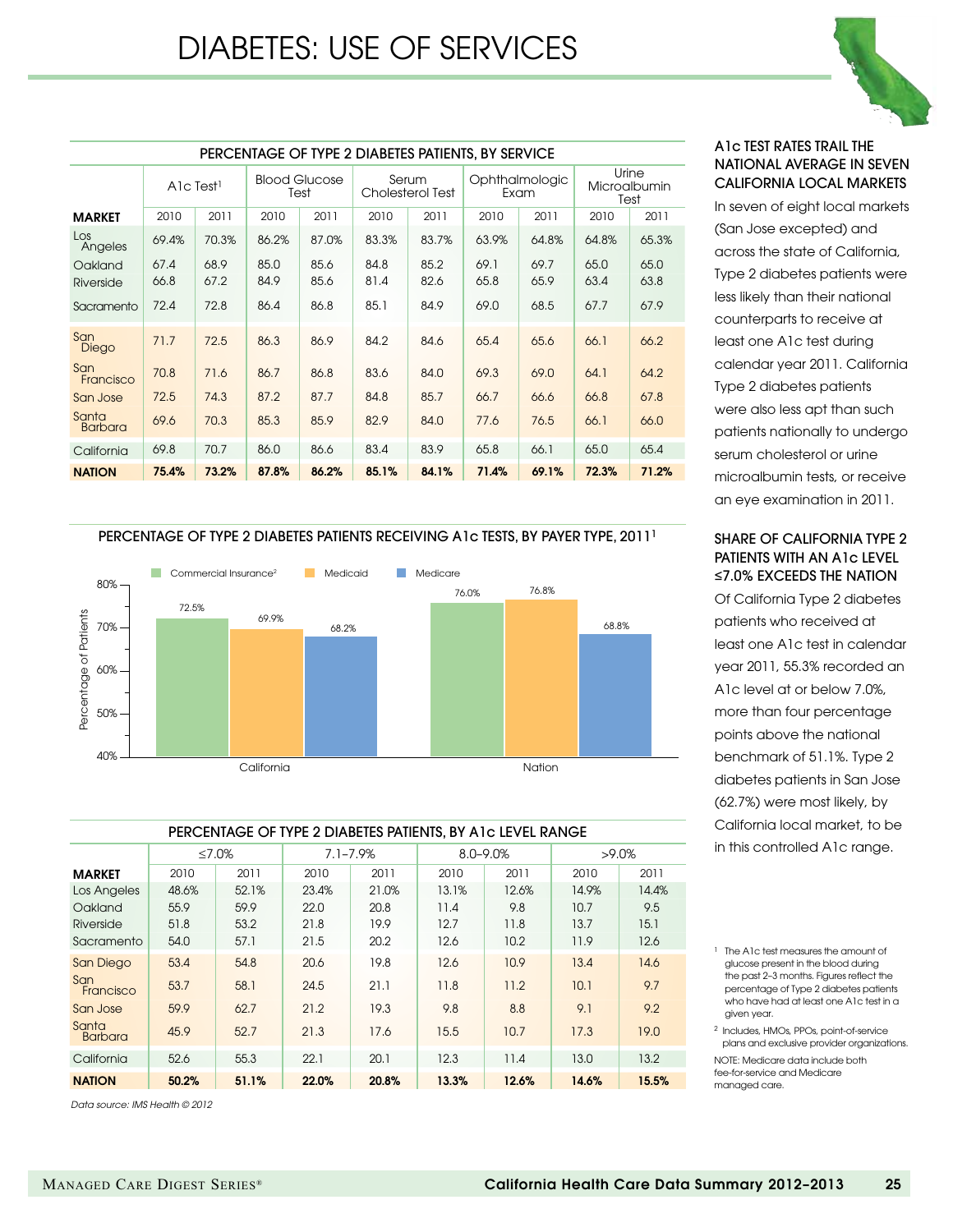# DIABETES: USE OF SERVICES

### PERCENTAGE OF TYPE 2 DIABETES PATIENTS, BY SERVICE

| MARKET | A1c Test[1] | | Blood Glucose Test | | Serum Cholesterol Test | | Ophthalmologic Exam | | Urine Microalbumin Test | |
|---|---|---|---|---|---|---|---|---|---|---|
| | 2010 | 2011 | 2010 | 2011 | 2010 | 2011 | 2010 | 2011 | 2010 | 2011 |
| Los Angeles | 69.4% | 70.3% | 86.2% | 87.0% | 83.3% | 83.7% | 63.9% | 64.8% | 64.8% | 65.3% |
| Oakland | 67.4 | 68.9 | 85.0 | 85.6 | 84.8 | 85.2 | 69.1 | 69.7 | 65.0 | 65.0 |
| Riverside | 66.8 | 67.2 | 84.9 | 85.6 | 81.4 | 82.6 | 65.8 | 65.9 | 63.4 | 63.8 |
| Sacramento | 72.4 | 72.8 | 86.4 | 86.8 | 85.1 | 84.9 | 69.0 | 68.5 | 67.7 | 67.9 |
| San Diego | 71.7 | 72.5 | 86.3 | 86.9 | 84.2 | 84.6 | 65.4 | 65.6 | 66.1 | 66.2 |
| San Francisco | 70.8 | 71.6 | 86.7 | 86.8 | 83.6 | 84.0 | 69.3 | 69.0 | 64.1 | 64.2 |
| San Jose | 72.5 | 74.3 | 87.2 | 87.7 | 84.8 | 85.7 | 66.7 | 66.6 | 66.8 | 67.8 |
| Santa Barbara | 69.6 | 70.3 | 85.3 | 85.9 | 82.9 | 84.0 | 77.6 | 76.5 | 66.1 | 66.0 |
| California | 69.8 | 70.7 | 86.0 | 86.6 | 83.4 | 83.9 | 65.8 | 66.1 | 65.0 | 65.4 |
| **NATION** | **75.4%** | **73.2%** | **87.8%** | **86.2%** | **85.1%** | **84.1%** | **71.4%** | **69.1%** | **72.3%** | **71.2%** |

### PERCENTAGE OF TYPE 2 DIABETES PATIENTS RECEIVING A1c TESTS, BY PAYER TYPE, 2011[1]

| | Commercial Insurance[2] | Medicaid | Medicare |
|---|---|---|---|
| California | 72.5% | 69.9% | 68.2% |
| Nation | 76.0% | 76.8% | 68.8% |

### PERCENTAGE OF TYPE 2 DIABETES PATIENTS, BY A1c LEVEL RANGE

| MARKET | ≤7.0% | | 7.1–7.9% | | 8.0–9.0% | | >9.0% | |
|---|---|---|---|---|---|---|---|---|
| | 2010 | 2011 | 2010 | 2011 | 2010 | 2011 | 2010 | 2011 |
| Los Angeles | 48.6% | 52.1% | 23.4% | 21.0% | 13.1% | 12.6% | 14.9% | 14.4% |
| Oakland | 55.9 | 59.9 | 22.0 | 20.8 | 11.4 | 9.8 | 10.7 | 9.5 |
| Riverside | 51.8 | 53.2 | 21.8 | 19.9 | 12.7 | 11.8 | 13.7 | 15.1 |
| Sacramento | 54.0 | 57.1 | 21.5 | 20.2 | 12.6 | 10.2 | 11.9 | 12.6 |
| San Diego | 53.4 | 54.8 | 20.6 | 19.8 | 12.6 | 10.9 | 13.4 | 14.6 |
| San Francisco | 53.7 | 58.1 | 24.5 | 21.1 | 11.8 | 11.2 | 10.1 | 9.7 |
| San Jose | 59.9 | 62.7 | 21.2 | 19.3 | 9.8 | 8.8 | 9.1 | 9.2 |
| Santa Barbara | 45.9 | 52.7 | 21.3 | 17.6 | 15.5 | 10.7 | 17.3 | 19.0 |
| California | 52.6 | 55.3 | 22.1 | 20.1 | 12.3 | 11.4 | 13.0 | 13.2 |
| **NATION** | **50.2%** | **51.1%** | **22.0%** | **20.8%** | **13.3%** | **12.6%** | **14.6%** | **15.5%** |

*Data source: IMS Health © 2012*

### A1c TEST RATES TRAIL THE NATIONAL AVERAGE IN SEVEN CALIFORNIA LOCAL MARKETS

In seven of eight local markets (San Jose excepted) and across the state of California, Type 2 diabetes patients were less likely than their national counterparts to receive at least one A1c test during calendar year 2011. California Type 2 diabetes patients were also less apt than such patients nationally to undergo serum cholesterol or urine microalbumin tests, or receive an eye examination in 2011.

### SHARE OF CALIFORNIA TYPE 2 PATIENTS WITH AN A1c LEVEL ≤7.0% EXCEEDS THE NATION

Of California Type 2 diabetes patients who received at least one A1c test in calendar year 2011, 55.3% recorded an A1c level at or below 7.0%, more than four percentage points above the national benchmark of 51.1%. Type 2 diabetes patients in San Jose (62.7%) were most likely, by California local market, to be in this controlled A1c range.

[1] The A1c test measures the amount of glucose present in the blood during the past 2–3 months. Figures reflect the percentage of Type 2 diabetes patients who have had at least one A1c test in a given year.

[2] Includes, HMOs, PPOs, point-of-service plans and exclusive provider organizations.

NOTE: Medicare data include both fee-for-service and Medicare managed care.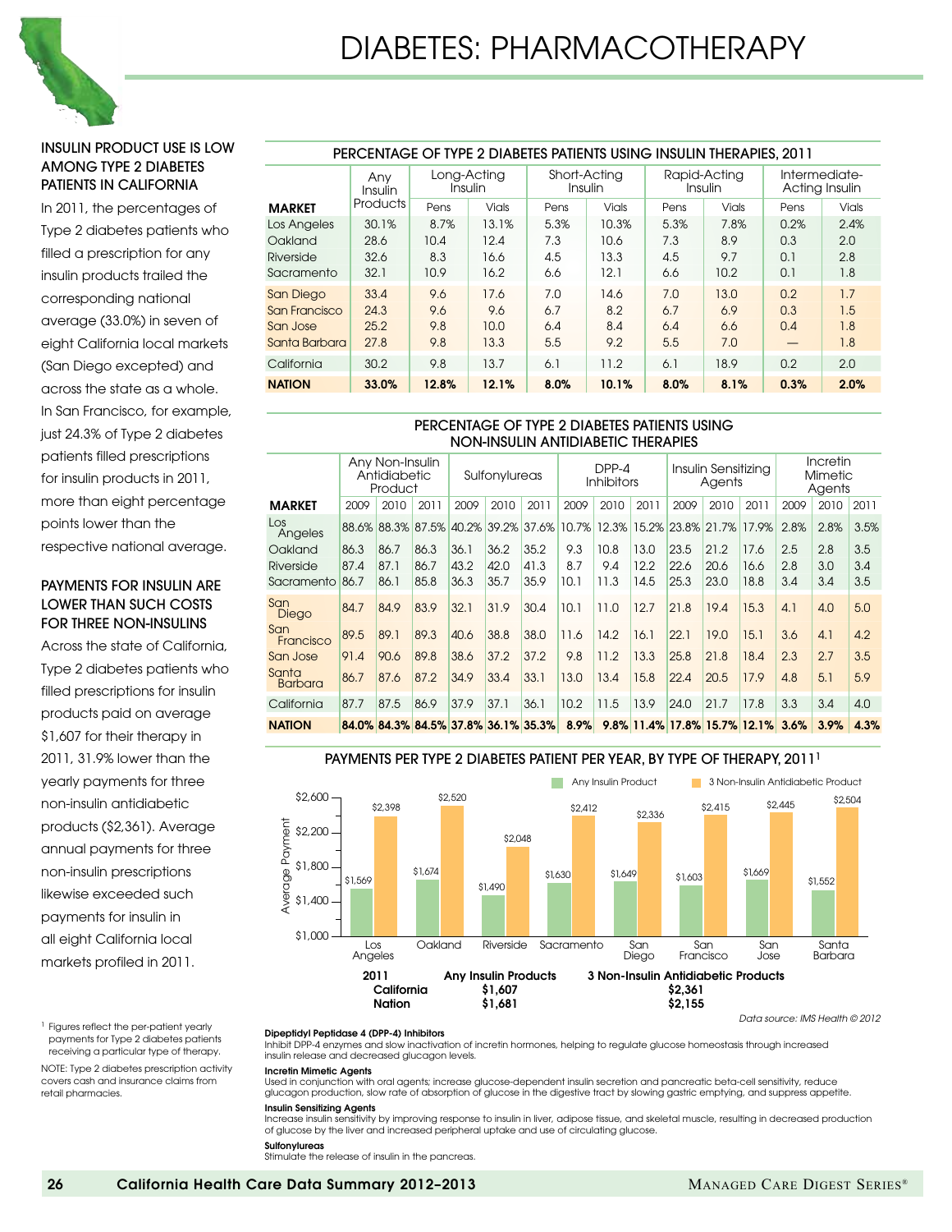# DIABETES: PHARMACOTHERAPY

## INSULIN PRODUCT USE IS LOW AMONG TYPE 2 DIABETES PATIENTS IN CALIFORNIA

In 2011, the percentages of Type 2 diabetes patients who filled a prescription for any insulin products trailed the corresponding national average (33.0%) in seven of eight California local markets (San Diego excepted) and across the state as a whole. In San Francisco, for example, just 24.3% of Type 2 diabetes patients filled prescriptions for insulin products in 2011, more than eight percentage points lower than the respective national average.

## PAYMENTS FOR INSULIN ARE LOWER THAN SUCH COSTS FOR THREE NON-INSULINS

Across the state of California, Type 2 diabetes patients who filled prescriptions for insulin products paid on average $1,607 for their therapy in 2011, 31.9% lower than the yearly payments for three non-insulin antidiabetic products ($2,361). Average annual payments for three non-insulin prescriptions likewise exceeded such payments for insulin in all eight California local markets profiled in 2011.

[1] Figures reflect the per-patient yearly payments for Type 2 diabetes patients receiving a particular type of therapy.

NOTE: Type 2 diabetes prescription activity covers cash and insurance claims from retail pharmacies.

### PERCENTAGE OF TYPE 2 DIABETES PATIENTS USING INSULIN THERAPIES, 2011

| MARKET | Any Insulin Products | Long-Acting Insulin | | Short-Acting Insulin | | Rapid-Acting Insulin | | Intermediate-Acting Insulin | |
|---|---|---|---|---|---|---|---|---|---|
| | | Pens | Vials | Pens | Vials | Pens | Vials | Pens | Vials |
| Los Angeles | 30.1% | 8.7% | 13.1% | 5.3% | 10.3% | 5.3% | 7.8% | 0.2% | 2.4% |
| Oakland | 28.6 | 10.4 | 12.4 | 7.3 | 10.6 | 7.3 | 8.9 | 0.3 | 2.0 |
| Riverside | 32.6 | 8.3 | 16.6 | 4.5 | 13.3 | 4.5 | 9.7 | 0.1 | 2.8 |
| Sacramento | 32.1 | 10.9 | 16.2 | 6.6 | 12.1 | 6.6 | 10.2 | 0.1 | 1.8 |
| San Diego | 33.4 | 9.6 | 17.6 | 7.0 | 14.6 | 7.0 | 13.0 | 0.2 | 1.7 |
| San Francisco | 24.3 | 9.6 | 9.6 | 6.7 | 8.2 | 6.7 | 6.9 | 0.3 | 1.5 |
| San Jose | 25.2 | 9.8 | 10.0 | 6.4 | 8.4 | 6.4 | 6.6 | 0.4 | 1.8 |
| Santa Barbara | 27.8 | 9.8 | 13.3 | 5.5 | 9.2 | 5.5 | 7.0 | — | 1.8 |
| California | 30.2 | 9.8 | 13.7 | 6.1 | 11.2 | 6.1 | 18.9 | 0.2 | 2.0 |
| **NATION** | **33.0%** | **12.8%** | **12.1%** | **8.0%** | **10.1%** | **8.0%** | **8.1%** | **0.3%** | **2.0%** |

### PERCENTAGE OF TYPE 2 DIABETES PATIENTS USING NON-INSULIN ANTIDIABETIC THERAPIES

| MARKET | Any Non-Insulin Antidiabetic Product | | | Sulfonylureas | | | DPP-4 Inhibitors | | | Insulin Sensitizing Agents | | | Incretin Mimetic Agents | | |
|---|---|---|---|---|---|---|---|---|---|---|---|---|---|---|---|
| | 2009 | 2010 | 2011 | 2009 | 2010 | 2011 | 2009 | 2010 | 2011 | 2009 | 2010 | 2011 | 2009 | 2010 | 2011 |
| Los Angeles | 88.6% | 88.3% | 87.5% | 40.2% | 39.2% | 37.6% | 10.7% | 12.3% | 15.2% | 23.8% | 21.7% | 17.9% | 2.8% | 2.8% | 3.5% |
| Oakland | 86.3 | 86.7 | 86.3 | 36.1 | 36.2 | 35.2 | 9.3 | 10.8 | 13.0 | 23.5 | 21.2 | 17.6 | 2.5 | 2.8 | 3.5 |
| Riverside | 87.4 | 87.1 | 86.7 | 43.2 | 42.0 | 41.3 | 8.7 | 9.4 | 12.2 | 22.6 | 20.6 | 16.6 | 2.8 | 3.0 | 3.4 |
| Sacramento | 86.7 | 86.1 | 85.8 | 36.3 | 35.7 | 35.9 | 10.1 | 11.3 | 14.5 | 25.3 | 23.0 | 18.8 | 3.4 | 3.4 | 3.5 |
| San Diego | 84.7 | 84.9 | 83.9 | 32.1 | 31.9 | 30.4 | 10.1 | 11.0 | 12.7 | 21.8 | 19.4 | 15.3 | 4.1 | 4.0 | 5.0 |
| San Francisco | 89.5 | 89.1 | 89.3 | 40.6 | 38.8 | 38.0 | 11.6 | 14.2 | 16.1 | 22.1 | 19.0 | 15.1 | 3.6 | 4.1 | 4.2 |
| San Jose | 91.4 | 90.6 | 89.8 | 38.6 | 37.2 | 37.2 | 9.8 | 11.2 | 13.3 | 25.8 | 21.8 | 18.4 | 2.3 | 2.7 | 3.5 |
| Santa Barbara | 86.7 | 87.6 | 87.2 | 34.9 | 33.4 | 33.1 | 13.0 | 13.4 | 15.8 | 22.4 | 20.5 | 17.9 | 4.8 | 5.1 | 5.9 |
| California | 87.7 | 87.5 | 86.9 | 37.9 | 37.1 | 36.1 | 10.2 | 11.5 | 13.9 | 24.0 | 21.7 | 17.8 | 3.3 | 3.4 | 4.0 |
| **NATION** | **84.0%** | **84.3%** | **84.5%** | **37.8%** | **36.1%** | **35.3%** | **8.9%** | **9.8%** | **11.4%** | **17.8%** | **15.7%** | **12.1%** | **3.6%** | **3.9%** | **4.3%** |

### PAYMENTS PER TYPE 2 DIABETES PATIENT PER YEAR, BY TYPE OF THERAPY, 2011[1]

| Market | Any Insulin Product | 3 Non-Insulin Antidiabetic Product |
|---|---|---|
| Los Angeles | $1,569 | $2,398 |
| Oakland | $1,674 | $2,520 |
| Riverside | $1,490 | $2,048 |
| Sacramento | $1,630 | $2,412 |
| San Diego | $1,649 | $2,336 |
| San Francisco | $1,603 | $2,415 |
| San Jose | $1,669 | $2,445 |
| Santa Barbara | $1,552 | $2,504 |

| 2011 | Any Insulin Products | 3 Non-Insulin Antidiabetic Products |
|---|---|---|
| California | $1,607 | $2,361 |
| Nation | $1,681 | $2,155 |

*Data source: IMS Health © 2012*

**Dipeptidyl Peptidase 4 (DPP-4) Inhibitors**
Inhibit DPP-4 enzymes and slow inactivation of incretin hormones, helping to regulate glucose homeostasis through increased insulin release and decreased glucagon levels.

**Incretin Mimetic Agents**
Used in conjunction with oral agents; increase glucose-dependent insulin secretion and pancreatic beta-cell sensitivity, reduce glucagon production, slow rate of absorption of glucose in the digestive tract by slowing gastric emptying, and suppress appetite.

**Insulin Sensitizing Agents**
Increase insulin sensitivity by improving response to insulin in liver, adipose tissue, and skeletal muscle, resulting in decreased production of glucose by the liver and increased peripheral uptake and use of circulating glucose.

**Sulfonylureas**
Stimulate the release of insulin in the pancreas.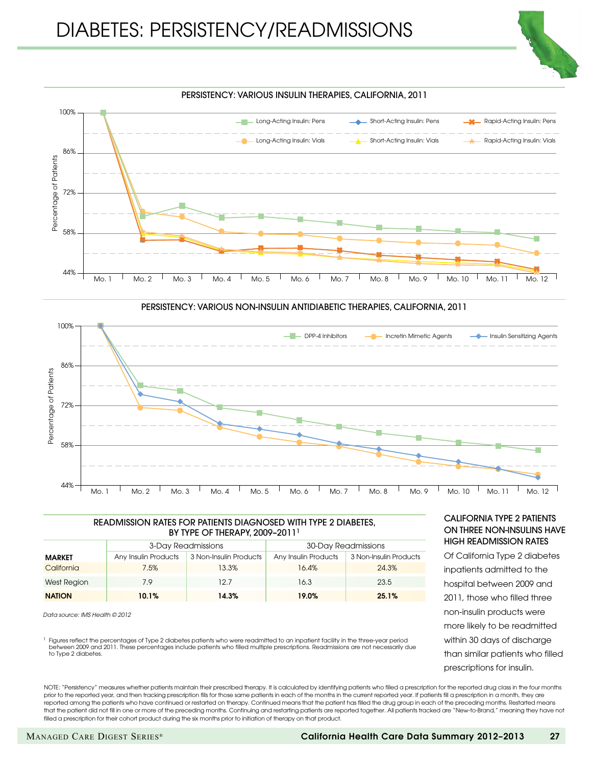# DIABETES: PERSISTENCY/READMISSIONS

## PERSISTENCY: VARIOUS INSULIN THERAPIES, CALIFORNIA, 2011

## PERSISTENCY: VARIOUS NON-INSULIN ANTIDIABETIC THERAPIES, CALIFORNIA, 2011

## READMISSION RATES FOR PATIENTS DIAGNOSED WITH TYPE 2 DIABETES, BY TYPE OF THERAPY, 2009–2011[1]

| MARKET | 3-Day Readmissions | | 30-Day Readmissions | |
|---|---|---|---|---|
| | Any Insulin Products | 3 Non-Insulin Products | Any Insulin Products | 3 Non-Insulin Products |
| California | 7.5% | 13.3% | 16.4% | 24.3% |
| West Region | 7.9 | 12.7 | 16.3 | 23.5 |
| **NATION** | **10.1%** | **14.3%** | **19.0%** | **25.1%** |

*Data source: IMS Health © 2012*

[1] Figures reflect the percentages of Type 2 diabetes patients who were readmitted to an inpatient facility in the three-year period between 2009 and 2011. These percentages include patients who filled multiple prescriptions. Readmissions are not necessarily due to Type 2 diabetes.

### CALIFORNIA TYPE 2 PATIENTS ON THREE NON-INSULINS HAVE HIGH READMISSION RATES

Of California Type 2 diabetes inpatients admitted to the hospital between 2009 and 2011, those who filled three non-insulin products were more likely to be readmitted within 30 days of discharge than similar patients who filled prescriptions for insulin.

NOTE: "Persistency" measures whether patients maintain their prescribed therapy. It is calculated by identifying patients who filled a prescription for the reported drug class in the four months prior to the reported year, and then tracking prescription fills for those same patients in each of the months in the current reported year. If patients fill a prescription in a month, they are reported among the patients who have continued or restarted on therapy. Continued means that the patient has filled the drug group in each of the preceding months. Restarted means that the patient did not fill in one or more of the preceding months. Continuing and restarting patients are reported together. All patients tracked are "New-to-Brand," meaning they have not filled a prescription for their cohort product during the six months prior to initiation of therapy on that product.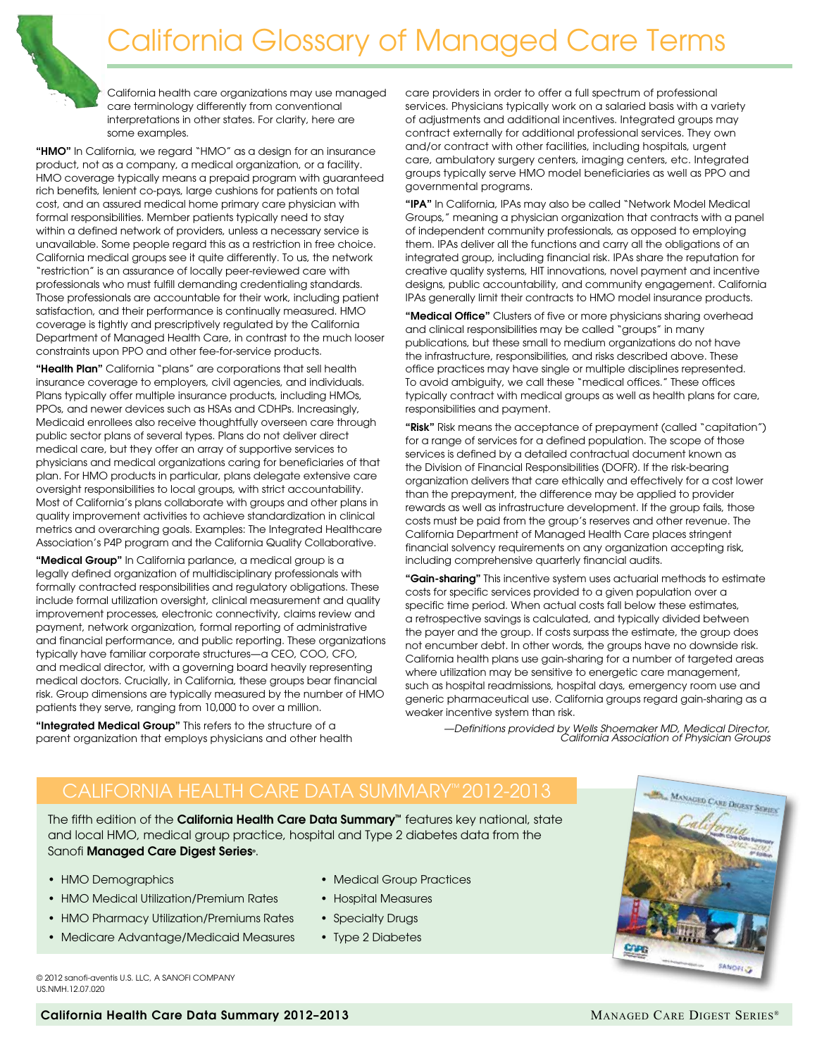# California Glossary of Managed Care Terms

California health care organizations may use managed care terminology differently from conventional interpretations in other states. For clarity, here are some examples.

**"HMO"** In California, we regard "HMO" as a design for an insurance product, not as a company, a medical organization, or a facility. HMO coverage typically means a prepaid program with guaranteed rich benefits, lenient co-pays, large cushions for patients on total cost, and an assured medical home primary care physician with formal responsibilities. Member patients typically need to stay within a defined network of providers, unless a necessary service is unavailable. Some people regard this as a restriction in free choice. California medical groups see it quite differently. To us, the network "restriction" is an assurance of locally peer-reviewed care with professionals who must fulfill demanding credentialing standards. Those professionals are accountable for their work, including patient satisfaction, and their performance is continually measured. HMO coverage is tightly and prescriptively regulated by the California Department of Managed Health Care, in contrast to the much looser constraints upon PPO and other fee-for-service products.

**"Health Plan"** California "plans" are corporations that sell health insurance coverage to employers, civil agencies, and individuals. Plans typically offer multiple insurance products, including HMOs, PPOs, and newer devices such as HSAs and CDHPs. Increasingly, Medicaid enrollees also receive thoughtfully overseen care through public sector plans of several types. Plans do not deliver direct medical care, but they offer an array of supportive services to physicians and medical organizations caring for beneficiaries of that plan. For HMO products in particular, plans delegate extensive care oversight responsibilities to local groups, with strict accountability. Most of California's plans collaborate with groups and other plans in quality improvement activities to achieve standardization in clinical metrics and overarching goals. Examples: The Integrated Healthcare Association's P4P program and the California Quality Collaborative.

**"Medical Group"** In California parlance, a medical group is a legally defined organization of multidisciplinary professionals with formally contracted responsibilities and regulatory obligations. These include formal utilization oversight, clinical measurement and quality improvement processes, electronic connectivity, claims review and payment, network organization, formal reporting of administrative and financial performance, and public reporting. These organizations typically have familiar corporate structures—a CEO, COO, CFO, and medical director, with a governing board heavily representing medical doctors. Crucially, in California, these groups bear financial risk. Group dimensions are typically measured by the number of HMO patients they serve, ranging from 10,000 to over a million.

**"Integrated Medical Group"** This refers to the structure of a parent organization that employs physicians and other health care providers in order to offer a full spectrum of professional services. Physicians typically work on a salaried basis with a variety of adjustments and additional incentives. Integrated groups may contract externally for additional professional services. They own and/or contract with other facilities, including hospitals, urgent care, ambulatory surgery centers, imaging centers, etc. Integrated groups typically serve HMO model beneficiaries as well as PPO and governmental programs.

**"IPA"** In California, IPAs may also be called "Network Model Medical Groups," meaning a physician organization that contracts with a panel of independent community professionals, as opposed to employing them. IPAs deliver all the functions and carry all the obligations of an integrated group, including financial risk. IPAs share the reputation for creative quality systems, HIT innovations, novel payment and incentive designs, public accountability, and community engagement. California IPAs generally limit their contracts to HMO model insurance products.

**"Medical Office"** Clusters of five or more physicians sharing overhead and clinical responsibilities may be called "groups" in many publications, but these small to medium organizations do not have the infrastructure, responsibilities, and risks described above. These office practices may have single or multiple disciplines represented. To avoid ambiguity, we call these "medical offices." These offices typically contract with medical groups as well as health plans for care, responsibilities and payment.

**"Risk"** Risk means the acceptance of prepayment (called "capitation") for a range of services for a defined population. The scope of those services is defined by a detailed contractual document known as the Division of Financial Responsibilities (DOFR). If the risk-bearing organization delivers that care ethically and effectively for a cost lower than the prepayment, the difference may be applied to provider rewards as well as infrastructure development. If the group fails, those costs must be paid from the group's reserves and other revenue. The California Department of Managed Health Care places stringent financial solvency requirements on any organization accepting risk, including comprehensive quarterly financial audits.

**"Gain-sharing"** This incentive system uses actuarial methods to estimate costs for specific services provided to a given population over a specific time period. When actual costs fall below these estimates, a retrospective savings is calculated, and typically divided between the payer and the group. If costs surpass the estimate, the group does not encumber debt. In other words, the groups have no downside risk. California health plans use gain-sharing for a number of targeted areas where utilization may be sensitive to energetic care management, such as hospital readmissions, hospital days, emergency room use and generic pharmaceutical use. California groups regard gain-sharing as a weaker incentive system than risk.

*—Definitions provided by Wells Shoemaker MD, Medical Director, California Association of Physician Groups*

## CALIFORNIA HEALTH CARE DATA SUMMARY™ 2012-2013

The fifth edition of the **California Health Care Data Summary™** features key national, state and local HMO, medical group practice, hospital and Type 2 diabetes data from the Sanofi **Managed Care Digest Series®**.

- HMO Demographics
- HMO Medical Utilization/Premium Rates
- HMO Pharmacy Utilization/Premiums Rates
- Medicare Advantage/Medicaid Measures
- Medical Group Practices
- Hospital Measures
- Specialty Drugs
- Type 2 Diabetes

© 2012 sanofi-aventis U.S. LLC, A SANOFI COMPANY
US.NMH.12.07.020